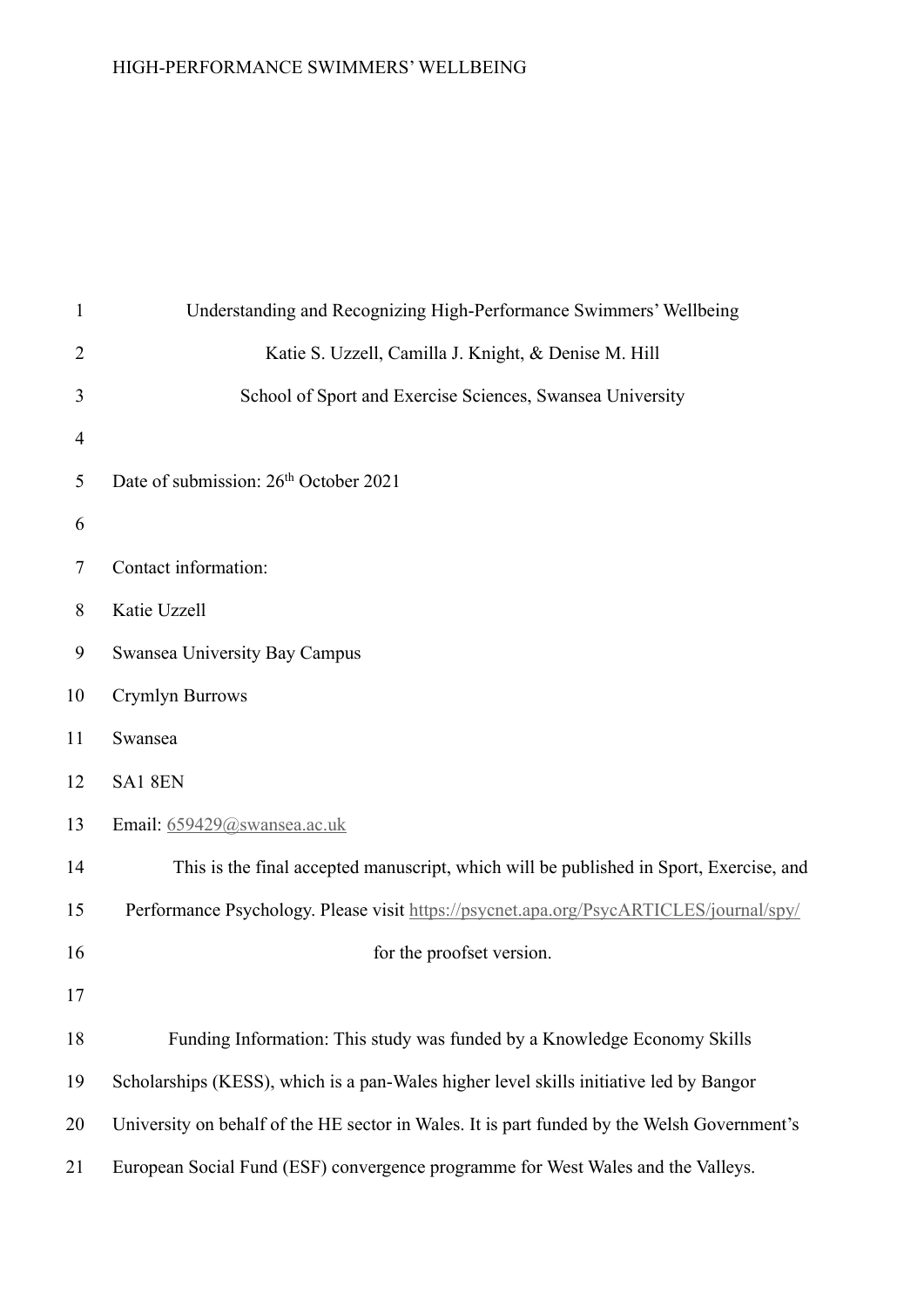# Understanding and Recognizing High-Performance Swimmers' Wellbeing

Katie S. Uzzell, Camilla J. Knight, & Denise M. Hill

School of Sport and Exercise Sciences, Swansea University

Date of submission: 26th October 2021

Contact information:

Katie Uzzell

Swansea University Bay Campus

Crymlyn Burrows

Swansea

SA1 8EN

Email: 659429@swansea.ac.uk

This is the final accepted manuscript, which will be published in Sport, Exercise, and Performance Psychology. Please visit https://psycnet.apa.org/PsycARTICLES/journal/spy/ for the proofset version.

Funding Information: This study was funded by a Knowledge Economy Skills Scholarships (KESS), which is a pan-Wales higher level skills initiative led by Bangor University on behalf of the HE sector in Wales. It is part funded by the Welsh Government's European Social Fund (ESF) convergence programme for West Wales and the Valleys.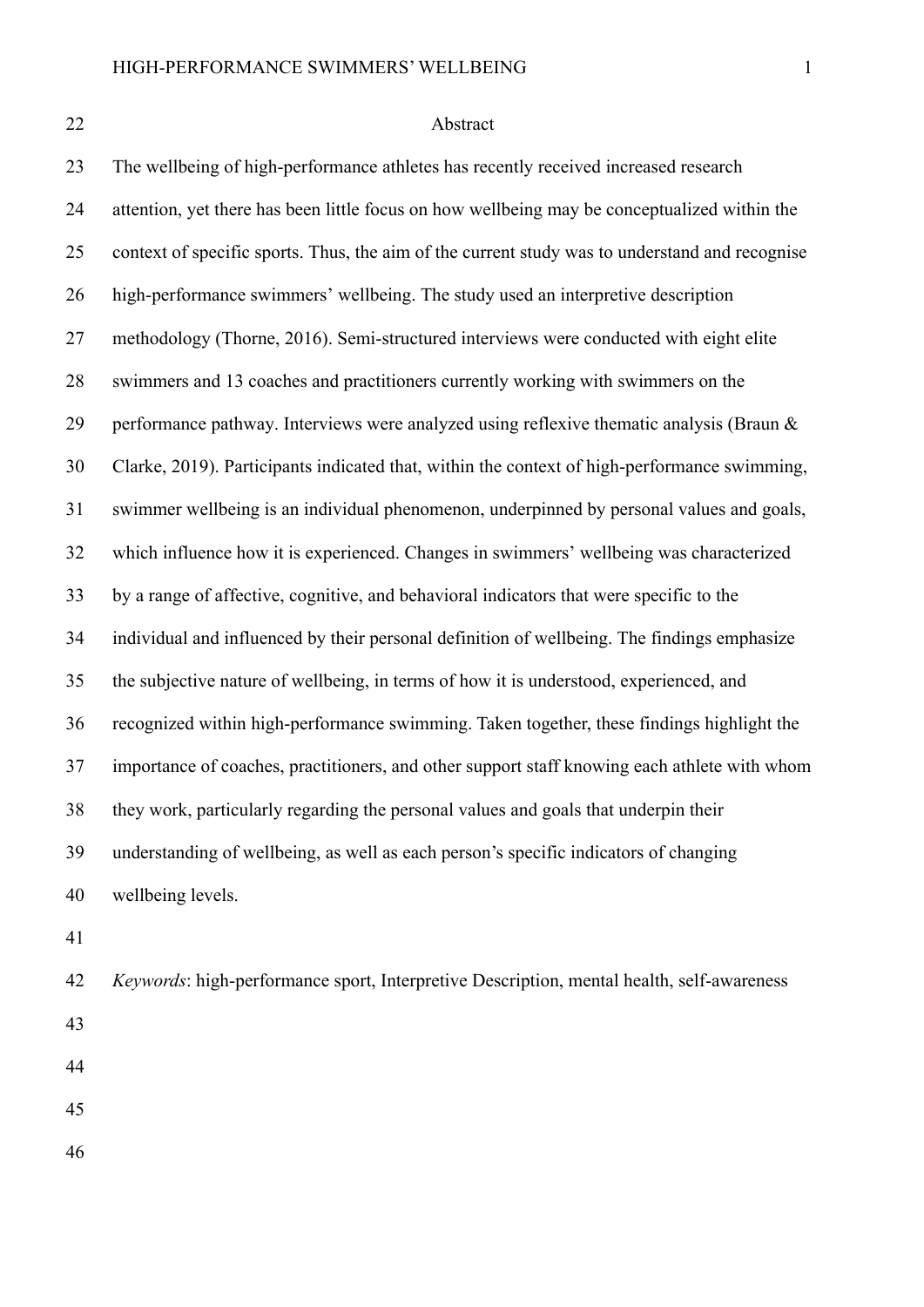## Abstract

The wellbeing of high-performance athletes has recently received increased research attention, yet there has been little focus on how wellbeing may be conceptualized within the context of specific sports. Thus, the aim of the current study was to understand and recognise high-performance swimmers' wellbeing. The study used an interpretive description methodology (Thorne, 2016). Semi-structured interviews were conducted with eight elite swimmers and 13 coaches and practitioners currently working with swimmers on the performance pathway. Interviews were analyzed using reflexive thematic analysis (Braun & Clarke, 2019). Participants indicated that, within the context of high-performance swimming, swimmer wellbeing is an individual phenomenon, underpinned by personal values and goals, which influence how it is experienced. Changes in swimmers' wellbeing was characterized by a range of affective, cognitive, and behavioral indicators that were specific to the individual and influenced by their personal definition of wellbeing. The findings emphasize the subjective nature of wellbeing, in terms of how it is understood, experienced, and recognized within high-performance swimming. Taken together, these findings highlight the importance of coaches, practitioners, and other support staff knowing each athlete with whom they work, particularly regarding the personal values and goals that underpin their understanding of wellbeing, as well as each person's specific indicators of changing wellbeing levels.

*Keywords*: high-performance sport, Interpretive Description, mental health, self-awareness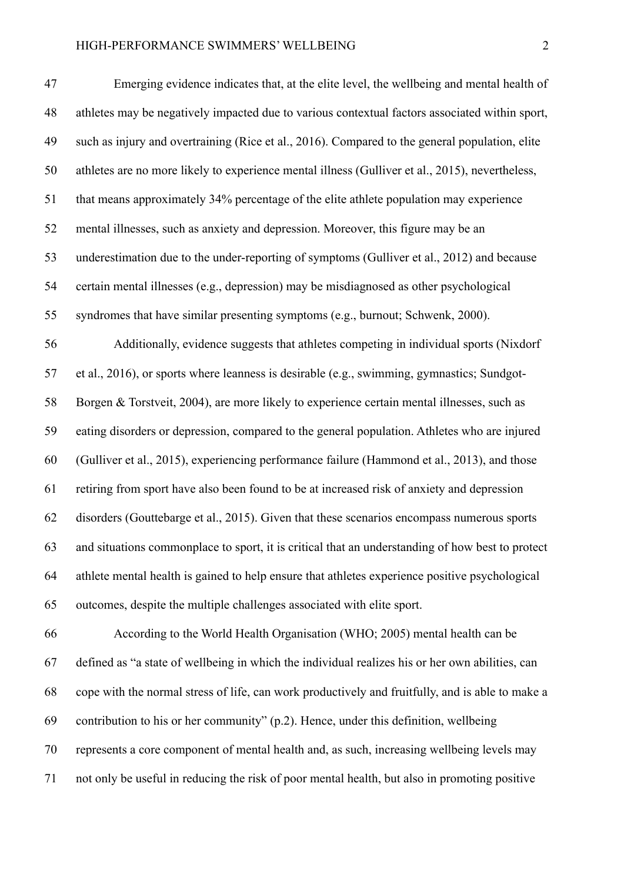Emerging evidence indicates that, at the elite level, the wellbeing and mental health of athletes may be negatively impacted due to various contextual factors associated within sport, such as injury and overtraining (Rice et al., 2016). Compared to the general population, elite athletes are no more likely to experience mental illness (Gulliver et al., 2015), nevertheless, that means approximately 34% percentage of the elite athlete population may experience mental illnesses, such as anxiety and depression. Moreover, this figure may be an underestimation due to the under-reporting of symptoms (Gulliver et al., 2012) and because certain mental illnesses (e.g., depression) may be misdiagnosed as other psychological syndromes that have similar presenting symptoms (e.g., burnout; Schwenk, 2000).

Additionally, evidence suggests that athletes competing in individual sports (Nixdorf et al., 2016), or sports where leanness is desirable (e.g., swimming, gymnastics; Sundgot-Borgen & Torstveit, 2004), are more likely to experience certain mental illnesses, such as eating disorders or depression, compared to the general population. Athletes who are injured (Gulliver et al., 2015), experiencing performance failure (Hammond et al., 2013), and those retiring from sport have also been found to be at increased risk of anxiety and depression disorders (Gouttebarge et al., 2015). Given that these scenarios encompass numerous sports and situations commonplace to sport, it is critical that an understanding of how best to protect athlete mental health is gained to help ensure that athletes experience positive psychological outcomes, despite the multiple challenges associated with elite sport.

According to the World Health Organisation (WHO; 2005) mental health can be defined as "a state of wellbeing in which the individual realizes his or her own abilities, can cope with the normal stress of life, can work productively and fruitfully, and is able to make a contribution to his or her community" (p.2). Hence, under this definition, wellbeing represents a core component of mental health and, as such, increasing wellbeing levels may not only be useful in reducing the risk of poor mental health, but also in promoting positive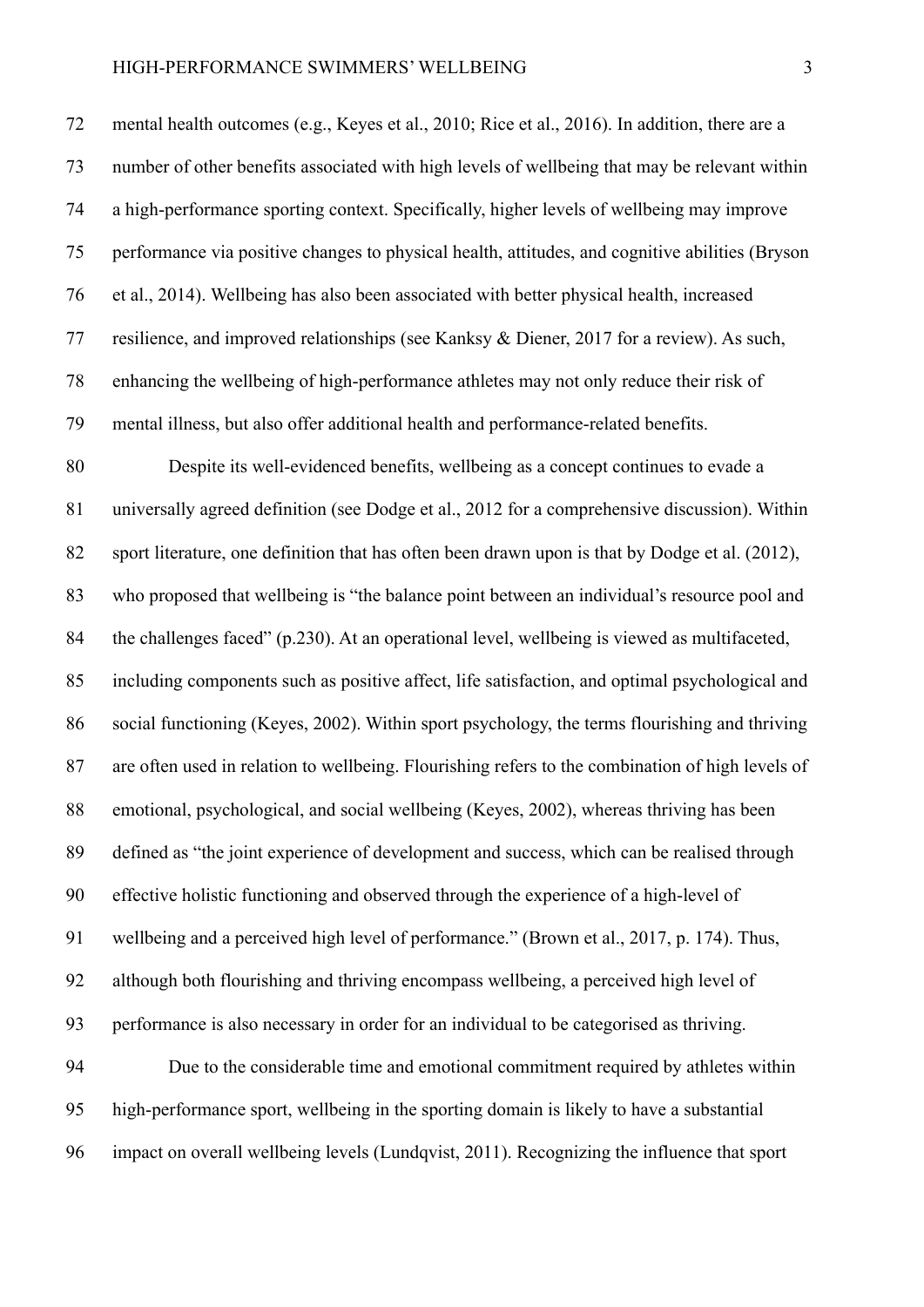mental health outcomes (e.g., Keyes et al., 2010; Rice et al., 2016). In addition, there are a number of other benefits associated with high levels of wellbeing that may be relevant within a high-performance sporting context. Specifically, higher levels of wellbeing may improve performance via positive changes to physical health, attitudes, and cognitive abilities (Bryson et al., 2014). Wellbeing has also been associated with better physical health, increased resilience, and improved relationships (see Kanksy & Diener, 2017 for a review). As such, enhancing the wellbeing of high-performance athletes may not only reduce their risk of mental illness, but also offer additional health and performance-related benefits.

Despite its well-evidenced benefits, wellbeing as a concept continues to evade a universally agreed definition (see Dodge et al., 2012 for a comprehensive discussion). Within sport literature, one definition that has often been drawn upon is that by Dodge et al. (2012), who proposed that wellbeing is "the balance point between an individual's resource pool and the challenges faced" (p.230). At an operational level, wellbeing is viewed as multifaceted, including components such as positive affect, life satisfaction, and optimal psychological and social functioning (Keyes, 2002). Within sport psychology, the terms flourishing and thriving are often used in relation to wellbeing. Flourishing refers to the combination of high levels of emotional, psychological, and social wellbeing (Keyes, 2002), whereas thriving has been defined as "the joint experience of development and success, which can be realised through effective holistic functioning and observed through the experience of a high-level of wellbeing and a perceived high level of performance." (Brown et al., 2017, p. 174). Thus, although both flourishing and thriving encompass wellbeing, a perceived high level of performance is also necessary in order for an individual to be categorised as thriving.

Due to the considerable time and emotional commitment required by athletes within high-performance sport, wellbeing in the sporting domain is likely to have a substantial impact on overall wellbeing levels (Lundqvist, 2011). Recognizing the influence that sport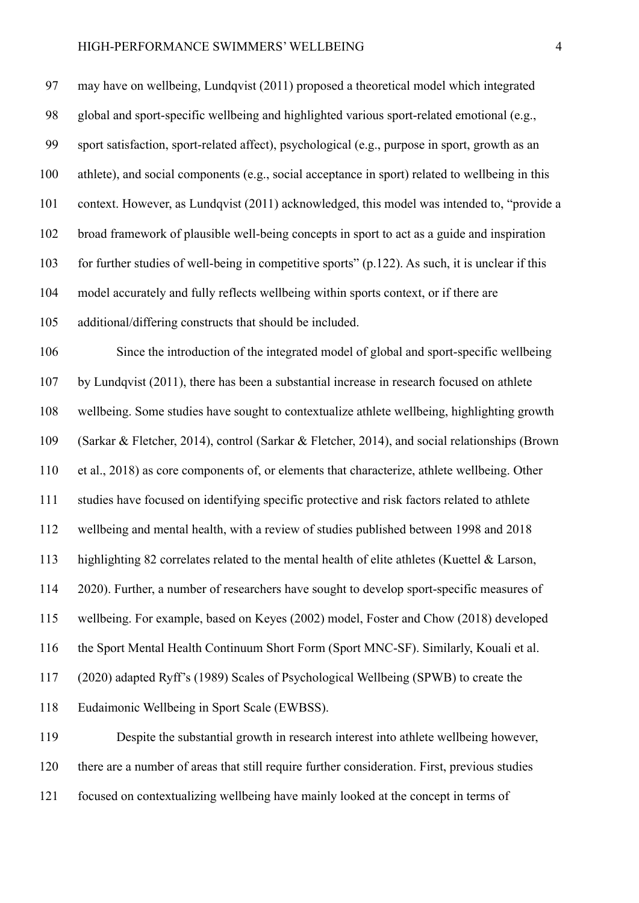may have on wellbeing, Lundqvist (2011) proposed a theoretical model which integrated global and sport-specific wellbeing and highlighted various sport-related emotional (e.g., sport satisfaction, sport-related affect), psychological (e.g., purpose in sport, growth as an athlete), and social components (e.g., social acceptance in sport) related to wellbeing in this context. However, as Lundqvist (2011) acknowledged, this model was intended to, "provide a broad framework of plausible well-being concepts in sport to act as a guide and inspiration for further studies of well-being in competitive sports" (p.122). As such, it is unclear if this model accurately and fully reflects wellbeing within sports context, or if there are additional/differing constructs that should be included.

Since the introduction of the integrated model of global and sport-specific wellbeing by Lundqvist (2011), there has been a substantial increase in research focused on athlete wellbeing. Some studies have sought to contextualize athlete wellbeing, highlighting growth (Sarkar & Fletcher, 2014), control (Sarkar & Fletcher, 2014), and social relationships (Brown et al., 2018) as core components of, or elements that characterize, athlete wellbeing. Other studies have focused on identifying specific protective and risk factors related to athlete wellbeing and mental health, with a review of studies published between 1998 and 2018 highlighting 82 correlates related to the mental health of elite athletes (Kuettel & Larson, 2020). Further, a number of researchers have sought to develop sport-specific measures of wellbeing. For example, based on Keyes (2002) model, Foster and Chow (2018) developed the Sport Mental Health Continuum Short Form (Sport MNC-SF). Similarly, Kouali et al. (2020) adapted Ryff's (1989) Scales of Psychological Wellbeing (SPWB) to create the Eudaimonic Wellbeing in Sport Scale (EWBSS).

Despite the substantial growth in research interest into athlete wellbeing however, there are a number of areas that still require further consideration. First, previous studies focused on contextualizing wellbeing have mainly looked at the concept in terms of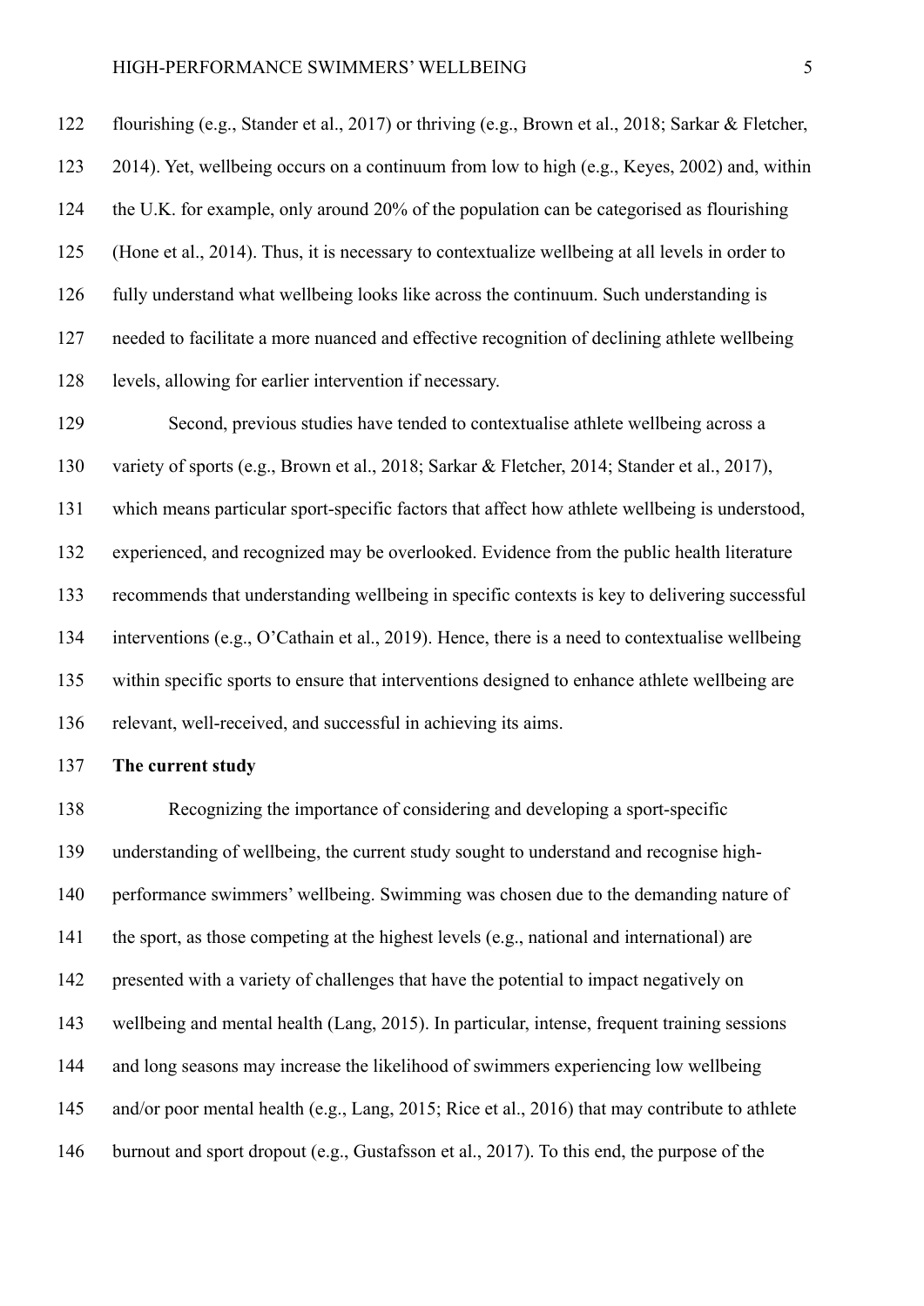flourishing (e.g., Stander et al., 2017) or thriving (e.g., Brown et al., 2018; Sarkar & Fletcher, 2014). Yet, wellbeing occurs on a continuum from low to high (e.g., Keyes, 2002) and, within the U.K. for example, only around 20% of the population can be categorised as flourishing (Hone et al., 2014). Thus, it is necessary to contextualize wellbeing at all levels in order to fully understand what wellbeing looks like across the continuum. Such understanding is needed to facilitate a more nuanced and effective recognition of declining athlete wellbeing levels, allowing for earlier intervention if necessary.

Second, previous studies have tended to contextualise athlete wellbeing across a variety of sports (e.g., Brown et al., 2018; Sarkar & Fletcher, 2014; Stander et al., 2017), which means particular sport-specific factors that affect how athlete wellbeing is understood, experienced, and recognized may be overlooked. Evidence from the public health literature recommends that understanding wellbeing in specific contexts is key to delivering successful interventions (e.g., O'Cathain et al., 2019). Hence, there is a need to contextualise wellbeing within specific sports to ensure that interventions designed to enhance athlete wellbeing are relevant, well-received, and successful in achieving its aims.

**The current study**

Recognizing the importance of considering and developing a sport-specific understanding of wellbeing, the current study sought to understand and recognise high-performance swimmers' wellbeing. Swimming was chosen due to the demanding nature of the sport, as those competing at the highest levels (e.g., national and international) are presented with a variety of challenges that have the potential to impact negatively on wellbeing and mental health (Lang, 2015). In particular, intense, frequent training sessions and long seasons may increase the likelihood of swimmers experiencing low wellbeing and/or poor mental health (e.g., Lang, 2015; Rice et al., 2016) that may contribute to athlete burnout and sport dropout (e.g., Gustafsson et al., 2017). To this end, the purpose of the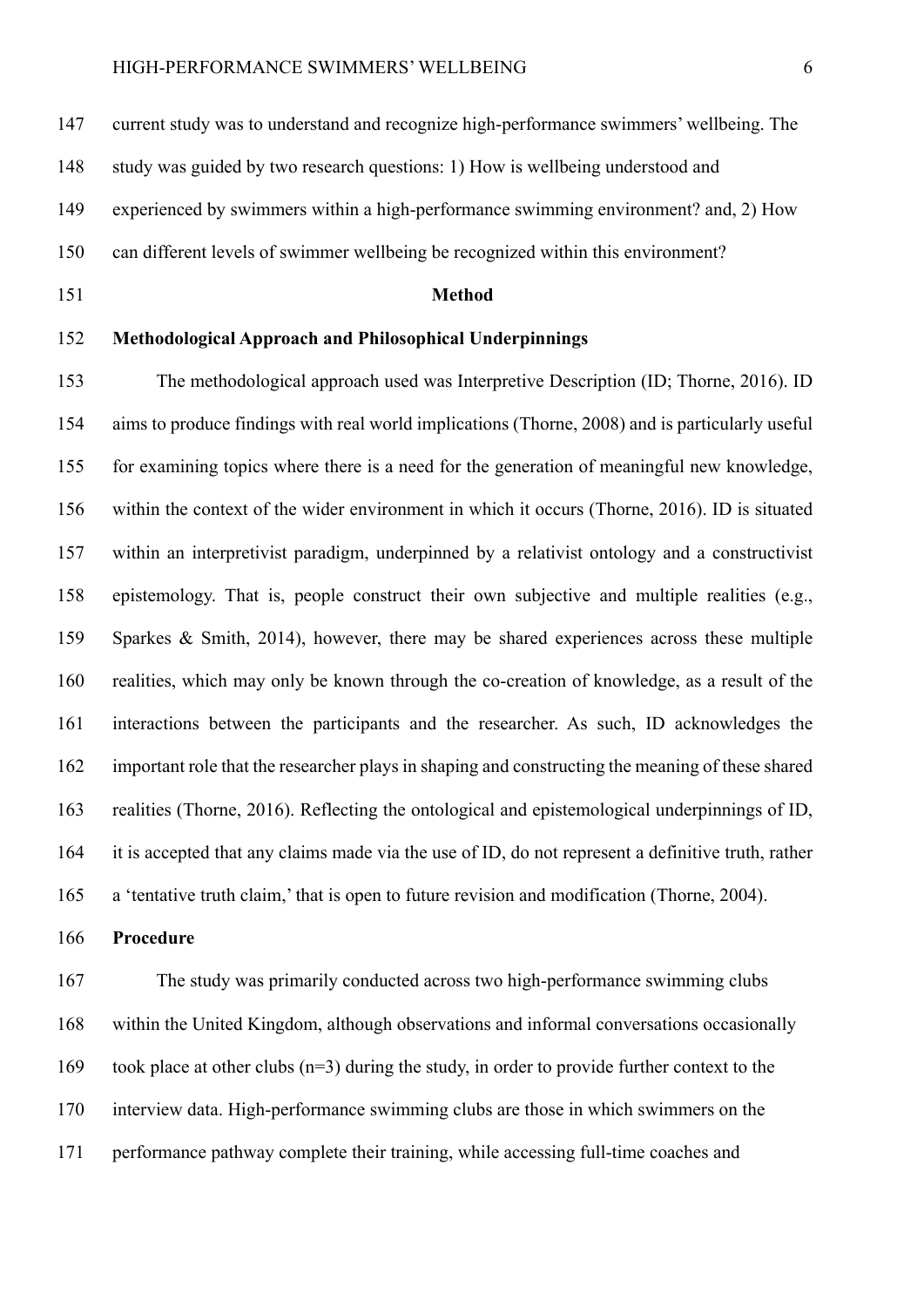current study was to understand and recognize high-performance swimmers' wellbeing. The study was guided by two research questions: 1) How is wellbeing understood and experienced by swimmers within a high-performance swimming environment? and, 2) How can different levels of swimmer wellbeing be recognized within this environment?

## Method

### Methodological Approach and Philosophical Underpinnings

The methodological approach used was Interpretive Description (ID; Thorne, 2016). ID aims to produce findings with real world implications (Thorne, 2008) and is particularly useful for examining topics where there is a need for the generation of meaningful new knowledge, within the context of the wider environment in which it occurs (Thorne, 2016). ID is situated within an interpretivist paradigm, underpinned by a relativist ontology and a constructivist epistemology. That is, people construct their own subjective and multiple realities (e.g., Sparkes & Smith, 2014), however, there may be shared experiences across these multiple realities, which may only be known through the co-creation of knowledge, as a result of the interactions between the participants and the researcher. As such, ID acknowledges the important role that the researcher plays in shaping and constructing the meaning of these shared realities (Thorne, 2016). Reflecting the ontological and epistemological underpinnings of ID, it is accepted that any claims made via the use of ID, do not represent a definitive truth, rather a 'tentative truth claim,' that is open to future revision and modification (Thorne, 2004).

### Procedure

The study was primarily conducted across two high-performance swimming clubs within the United Kingdom, although observations and informal conversations occasionally took place at other clubs (n=3) during the study, in order to provide further context to the interview data. High-performance swimming clubs are those in which swimmers on the performance pathway complete their training, while accessing full-time coaches and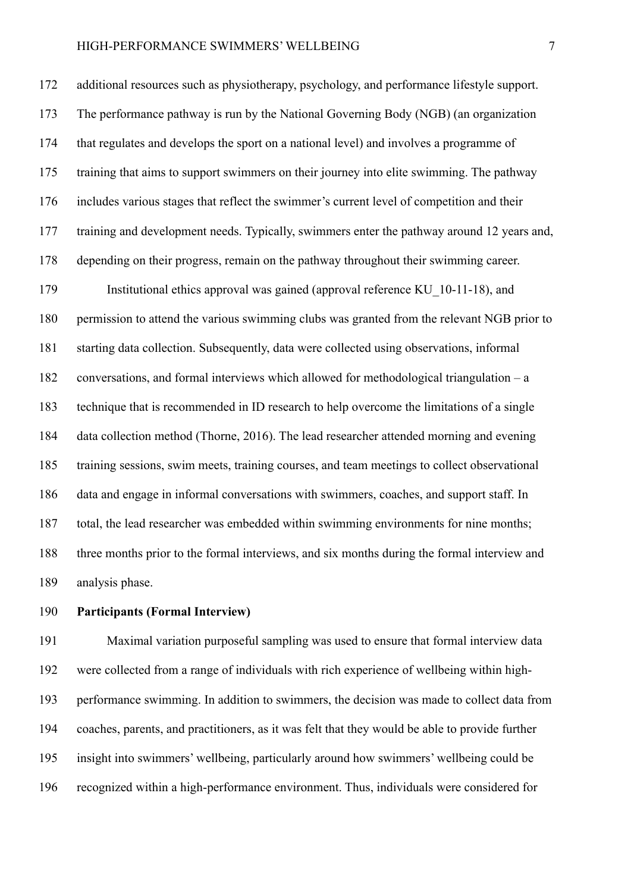additional resources such as physiotherapy, psychology, and performance lifestyle support. The performance pathway is run by the National Governing Body (NGB) (an organization that regulates and develops the sport on a national level) and involves a programme of training that aims to support swimmers on their journey into elite swimming. The pathway includes various stages that reflect the swimmer's current level of competition and their training and development needs. Typically, swimmers enter the pathway around 12 years and, depending on their progress, remain on the pathway throughout their swimming career.

Institutional ethics approval was gained (approval reference KU_10-11-18), and permission to attend the various swimming clubs was granted from the relevant NGB prior to starting data collection. Subsequently, data were collected using observations, informal conversations, and formal interviews which allowed for methodological triangulation – a technique that is recommended in ID research to help overcome the limitations of a single data collection method (Thorne, 2016). The lead researcher attended morning and evening training sessions, swim meets, training courses, and team meetings to collect observational data and engage in informal conversations with swimmers, coaches, and support staff. In total, the lead researcher was embedded within swimming environments for nine months; three months prior to the formal interviews, and six months during the formal interview and analysis phase.

**Participants (Formal Interview)**

Maximal variation purposeful sampling was used to ensure that formal interview data were collected from a range of individuals with rich experience of wellbeing within high-performance swimming. In addition to swimmers, the decision was made to collect data from coaches, parents, and practitioners, as it was felt that they would be able to provide further insight into swimmers' wellbeing, particularly around how swimmers' wellbeing could be recognized within a high-performance environment. Thus, individuals were considered for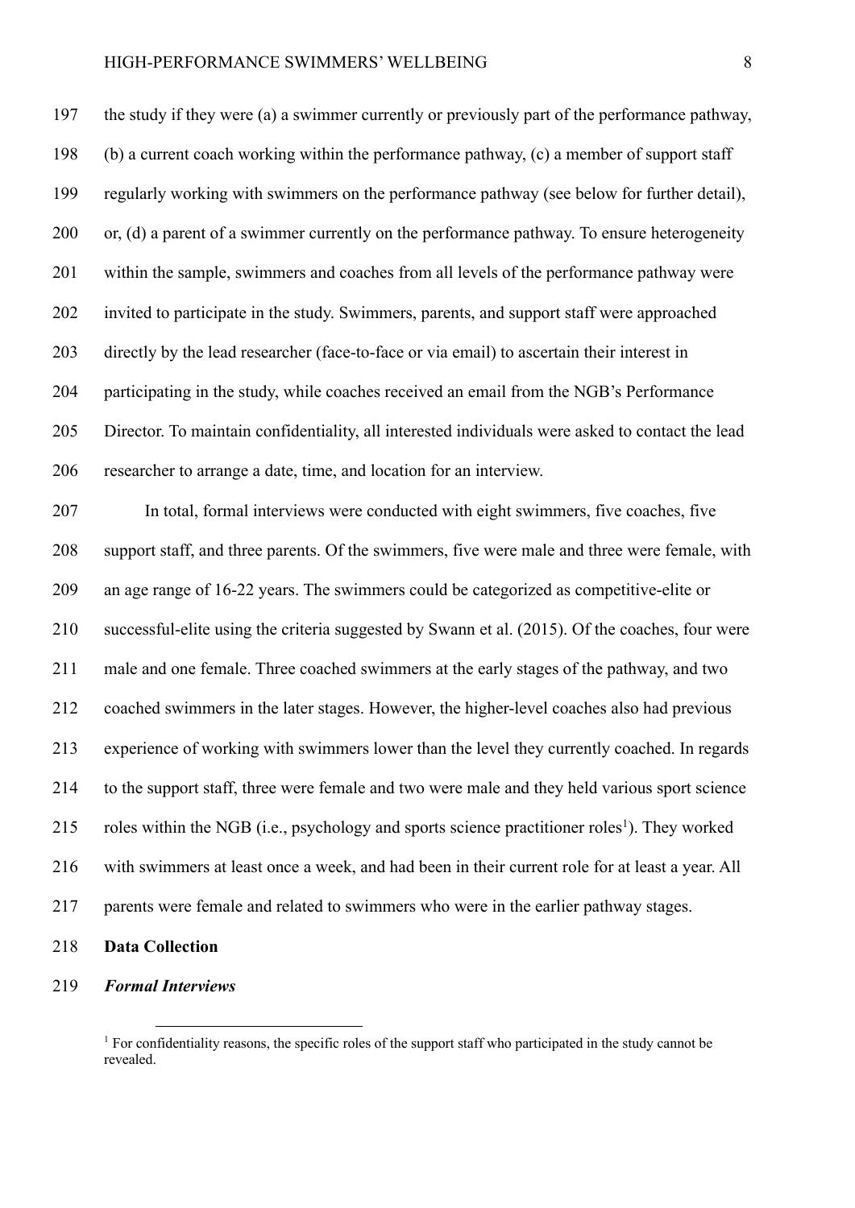the study if they were (a) a swimmer currently or previously part of the performance pathway, (b) a current coach working within the performance pathway, (c) a member of support staff regularly working with swimmers on the performance pathway (see below for further detail), or, (d) a parent of a swimmer currently on the performance pathway. To ensure heterogeneity within the sample, swimmers and coaches from all levels of the performance pathway were invited to participate in the study. Swimmers, parents, and support staff were approached directly by the lead researcher (face-to-face or via email) to ascertain their interest in participating in the study, while coaches received an email from the NGB's Performance Director. To maintain confidentiality, all interested individuals were asked to contact the lead researcher to arrange a date, time, and location for an interview.

In total, formal interviews were conducted with eight swimmers, five coaches, five support staff, and three parents. Of the swimmers, five were male and three were female, with an age range of 16-22 years. The swimmers could be categorized as competitive-elite or successful-elite using the criteria suggested by Swann et al. (2015). Of the coaches, four were male and one female. Three coached swimmers at the early stages of the pathway, and two coached swimmers in the later stages. However, the higher-level coaches also had previous experience of working with swimmers lower than the level they currently coached. In regards to the support staff, three were female and two were male and they held various sport science roles within the NGB (i.e., psychology and sports science practitioner roles[1]). They worked with swimmers at least once a week, and had been in their current role for at least a year. All parents were female and related to swimmers who were in the earlier pathway stages.

## Data Collection

### *Formal Interviews*

[1] For confidentiality reasons, the specific roles of the support staff who participated in the study cannot be revealed.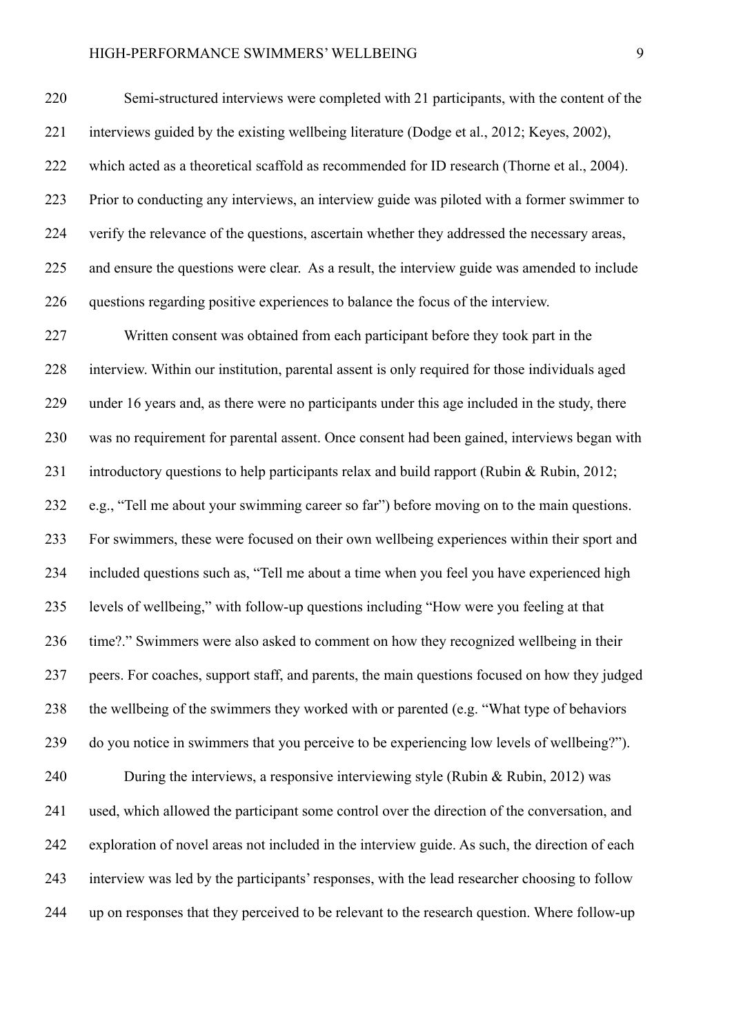Semi-structured interviews were completed with 21 participants, with the content of the interviews guided by the existing wellbeing literature (Dodge et al., 2012; Keyes, 2002), which acted as a theoretical scaffold as recommended for ID research (Thorne et al., 2004). Prior to conducting any interviews, an interview guide was piloted with a former swimmer to verify the relevance of the questions, ascertain whether they addressed the necessary areas, and ensure the questions were clear. As a result, the interview guide was amended to include questions regarding positive experiences to balance the focus of the interview.

Written consent was obtained from each participant before they took part in the interview. Within our institution, parental assent is only required for those individuals aged under 16 years and, as there were no participants under this age included in the study, there was no requirement for parental assent. Once consent had been gained, interviews began with introductory questions to help participants relax and build rapport (Rubin & Rubin, 2012; e.g., "Tell me about your swimming career so far") before moving on to the main questions. For swimmers, these were focused on their own wellbeing experiences within their sport and included questions such as, "Tell me about a time when you feel you have experienced high levels of wellbeing," with follow-up questions including "How were you feeling at that time?." Swimmers were also asked to comment on how they recognized wellbeing in their peers. For coaches, support staff, and parents, the main questions focused on how they judged the wellbeing of the swimmers they worked with or parented (e.g. "What type of behaviors do you notice in swimmers that you perceive to be experiencing low levels of wellbeing?").

During the interviews, a responsive interviewing style (Rubin & Rubin, 2012) was used, which allowed the participant some control over the direction of the conversation, and exploration of novel areas not included in the interview guide. As such, the direction of each interview was led by the participants' responses, with the lead researcher choosing to follow up on responses that they perceived to be relevant to the research question. Where follow-up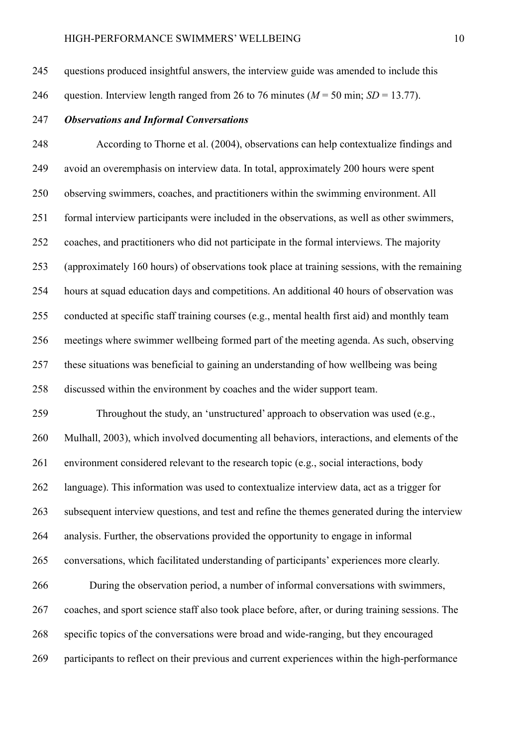questions produced insightful answers, the interview guide was amended to include this question. Interview length ranged from 26 to 76 minutes ($M$ = 50 min; $SD$ = 13.77).

***Observations and Informal Conversations***

According to Thorne et al. (2004), observations can help contextualize findings and avoid an overemphasis on interview data. In total, approximately 200 hours were spent observing swimmers, coaches, and practitioners within the swimming environment. All formal interview participants were included in the observations, as well as other swimmers, coaches, and practitioners who did not participate in the formal interviews. The majority (approximately 160 hours) of observations took place at training sessions, with the remaining hours at squad education days and competitions. An additional 40 hours of observation was conducted at specific staff training courses (e.g., mental health first aid) and monthly team meetings where swimmer wellbeing formed part of the meeting agenda. As such, observing these situations was beneficial to gaining an understanding of how wellbeing was being discussed within the environment by coaches and the wider support team.

Throughout the study, an 'unstructured' approach to observation was used (e.g., Mulhall, 2003), which involved documenting all behaviors, interactions, and elements of the environment considered relevant to the research topic (e.g., social interactions, body language). This information was used to contextualize interview data, act as a trigger for subsequent interview questions, and test and refine the themes generated during the interview analysis. Further, the observations provided the opportunity to engage in informal conversations, which facilitated understanding of participants' experiences more clearly.

During the observation period, a number of informal conversations with swimmers, coaches, and sport science staff also took place before, after, or during training sessions. The specific topics of the conversations were broad and wide-ranging, but they encouraged participants to reflect on their previous and current experiences within the high-performance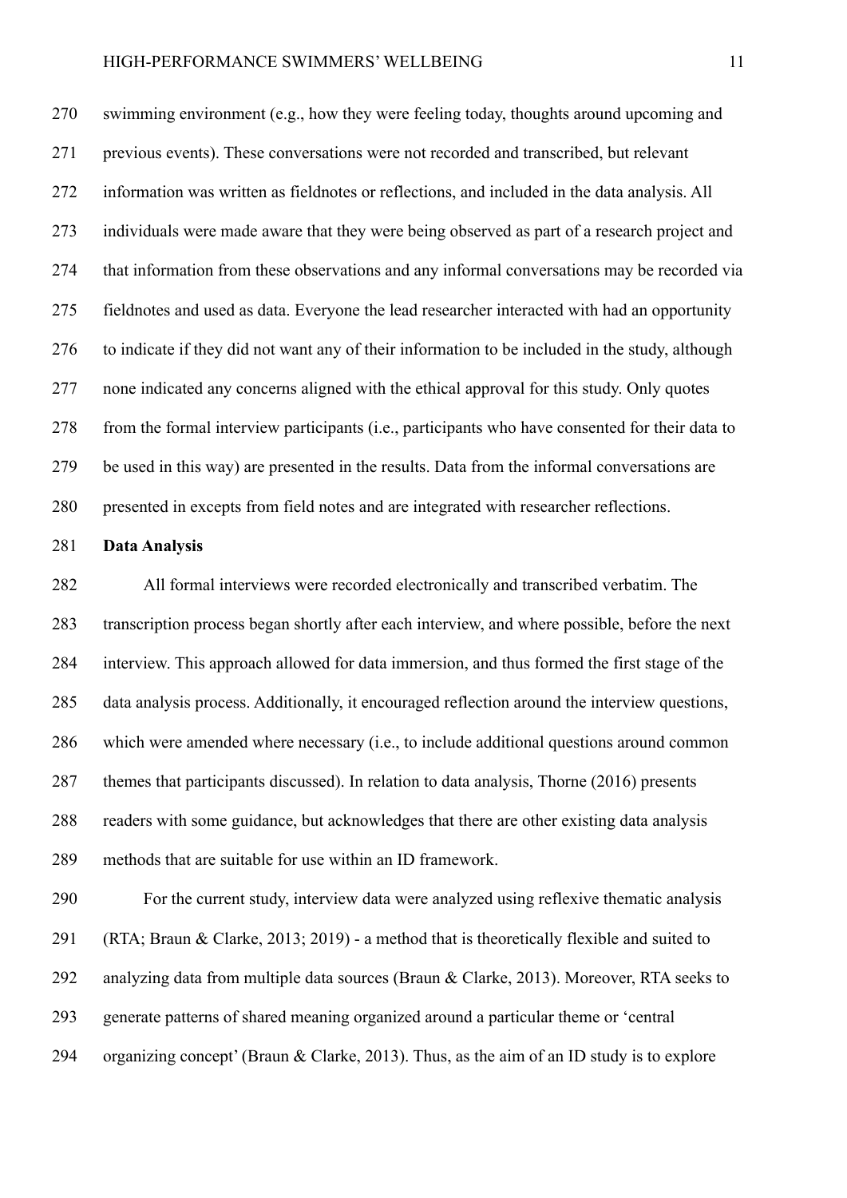swimming environment (e.g., how they were feeling today, thoughts around upcoming and previous events). These conversations were not recorded and transcribed, but relevant information was written as fieldnotes or reflections, and included in the data analysis. All individuals were made aware that they were being observed as part of a research project and that information from these observations and any informal conversations may be recorded via fieldnotes and used as data. Everyone the lead researcher interacted with had an opportunity to indicate if they did not want any of their information to be included in the study, although none indicated any concerns aligned with the ethical approval for this study. Only quotes from the formal interview participants (i.e., participants who have consented for their data to be used in this way) are presented in the results. Data from the informal conversations are presented in excepts from field notes and are integrated with researcher reflections.

**Data Analysis**

All formal interviews were recorded electronically and transcribed verbatim. The transcription process began shortly after each interview, and where possible, before the next interview. This approach allowed for data immersion, and thus formed the first stage of the data analysis process. Additionally, it encouraged reflection around the interview questions, which were amended where necessary (i.e., to include additional questions around common themes that participants discussed). In relation to data analysis, Thorne (2016) presents readers with some guidance, but acknowledges that there are other existing data analysis methods that are suitable for use within an ID framework.

For the current study, interview data were analyzed using reflexive thematic analysis (RTA; Braun & Clarke, 2013; 2019) - a method that is theoretically flexible and suited to analyzing data from multiple data sources (Braun & Clarke, 2013). Moreover, RTA seeks to generate patterns of shared meaning organized around a particular theme or 'central organizing concept' (Braun & Clarke, 2013). Thus, as the aim of an ID study is to explore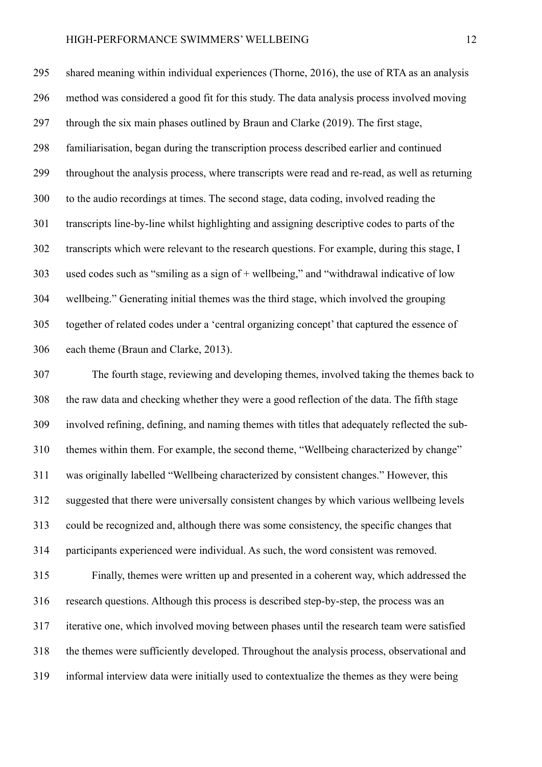shared meaning within individual experiences (Thorne, 2016), the use of RTA as an analysis method was considered a good fit for this study. The data analysis process involved moving through the six main phases outlined by Braun and Clarke (2019). The first stage, familiarisation, began during the transcription process described earlier and continued throughout the analysis process, where transcripts were read and re-read, as well as returning to the audio recordings at times. The second stage, data coding, involved reading the transcripts line-by-line whilst highlighting and assigning descriptive codes to parts of the transcripts which were relevant to the research questions. For example, during this stage, I used codes such as "smiling as a sign of + wellbeing," and "withdrawal indicative of low wellbeing." Generating initial themes was the third stage, which involved the grouping together of related codes under a 'central organizing concept' that captured the essence of each theme (Braun and Clarke, 2013).

The fourth stage, reviewing and developing themes, involved taking the themes back to the raw data and checking whether they were a good reflection of the data. The fifth stage involved refining, defining, and naming themes with titles that adequately reflected the sub-themes within them. For example, the second theme, "Wellbeing characterized by change" was originally labelled "Wellbeing characterized by consistent changes." However, this suggested that there were universally consistent changes by which various wellbeing levels could be recognized and, although there was some consistency, the specific changes that participants experienced were individual. As such, the word consistent was removed.

Finally, themes were written up and presented in a coherent way, which addressed the research questions. Although this process is described step-by-step, the process was an iterative one, which involved moving between phases until the research team were satisfied the themes were sufficiently developed. Throughout the analysis process, observational and informal interview data were initially used to contextualize the themes as they were being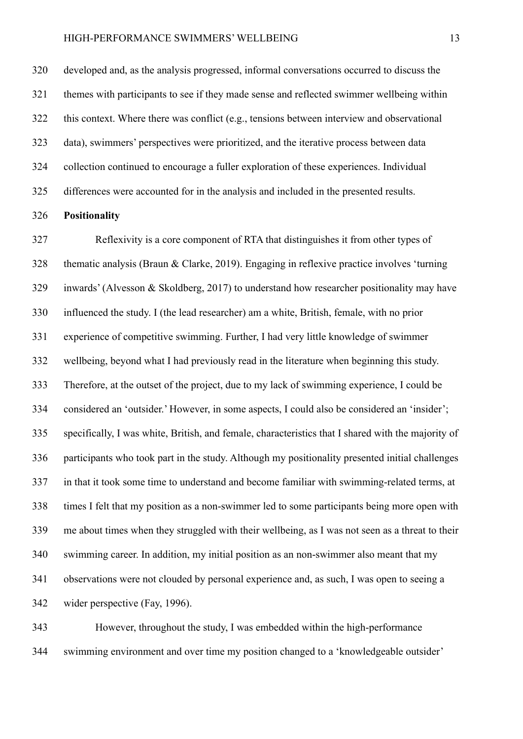developed and, as the analysis progressed, informal conversations occurred to discuss the themes with participants to see if they made sense and reflected swimmer wellbeing within this context. Where there was conflict (e.g., tensions between interview and observational data), swimmers' perspectives were prioritized, and the iterative process between data collection continued to encourage a fuller exploration of these experiences. Individual differences were accounted for in the analysis and included in the presented results.

**Positionality**

Reflexivity is a core component of RTA that distinguishes it from other types of thematic analysis (Braun & Clarke, 2019). Engaging in reflexive practice involves 'turning inwards' (Alvesson & Skoldberg, 2017) to understand how researcher positionality may have influenced the study. I (the lead researcher) am a white, British, female, with no prior experience of competitive swimming. Further, I had very little knowledge of swimmer wellbeing, beyond what I had previously read in the literature when beginning this study. Therefore, at the outset of the project, due to my lack of swimming experience, I could be considered an 'outsider.' However, in some aspects, I could also be considered an 'insider'; specifically, I was white, British, and female, characteristics that I shared with the majority of participants who took part in the study. Although my positionality presented initial challenges in that it took some time to understand and become familiar with swimming-related terms, at times I felt that my position as a non-swimmer led to some participants being more open with me about times when they struggled with their wellbeing, as I was not seen as a threat to their swimming career. In addition, my initial position as an non-swimmer also meant that my observations were not clouded by personal experience and, as such, I was open to seeing a wider perspective (Fay, 1996).

However, throughout the study, I was embedded within the high-performance swimming environment and over time my position changed to a 'knowledgeable outsider'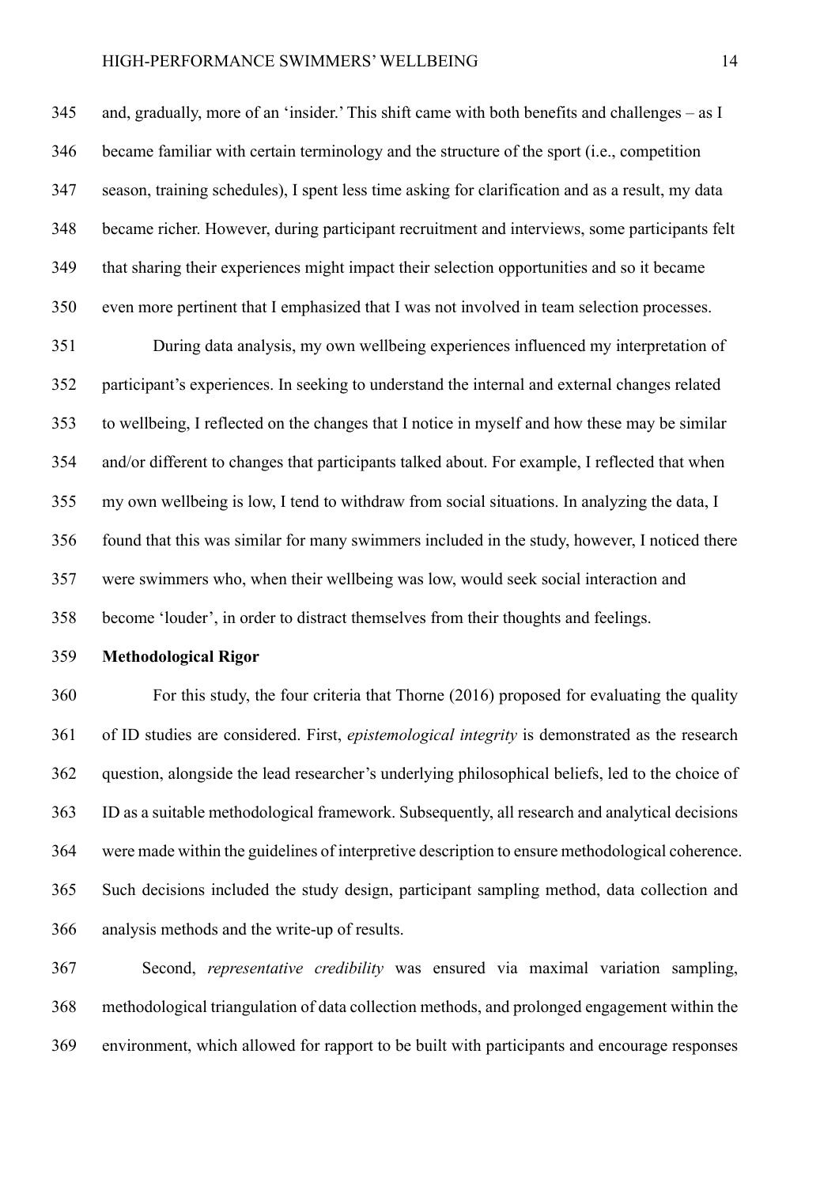and, gradually, more of an 'insider.' This shift came with both benefits and challenges – as I became familiar with certain terminology and the structure of the sport (i.e., competition season, training schedules), I spent less time asking for clarification and as a result, my data became richer. However, during participant recruitment and interviews, some participants felt that sharing their experiences might impact their selection opportunities and so it became even more pertinent that I emphasized that I was not involved in team selection processes.

During data analysis, my own wellbeing experiences influenced my interpretation of participant's experiences. In seeking to understand the internal and external changes related to wellbeing, I reflected on the changes that I notice in myself and how these may be similar and/or different to changes that participants talked about. For example, I reflected that when my own wellbeing is low, I tend to withdraw from social situations. In analyzing the data, I found that this was similar for many swimmers included in the study, however, I noticed there were swimmers who, when their wellbeing was low, would seek social interaction and become 'louder', in order to distract themselves from their thoughts and feelings.

**Methodological Rigor**

For this study, the four criteria that Thorne (2016) proposed for evaluating the quality of ID studies are considered. First, *epistemological integrity* is demonstrated as the research question, alongside the lead researcher's underlying philosophical beliefs, led to the choice of ID as a suitable methodological framework. Subsequently, all research and analytical decisions were made within the guidelines of interpretive description to ensure methodological coherence. Such decisions included the study design, participant sampling method, data collection and analysis methods and the write-up of results.

Second, *representative credibility* was ensured via maximal variation sampling, methodological triangulation of data collection methods, and prolonged engagement within the environment, which allowed for rapport to be built with participants and encourage responses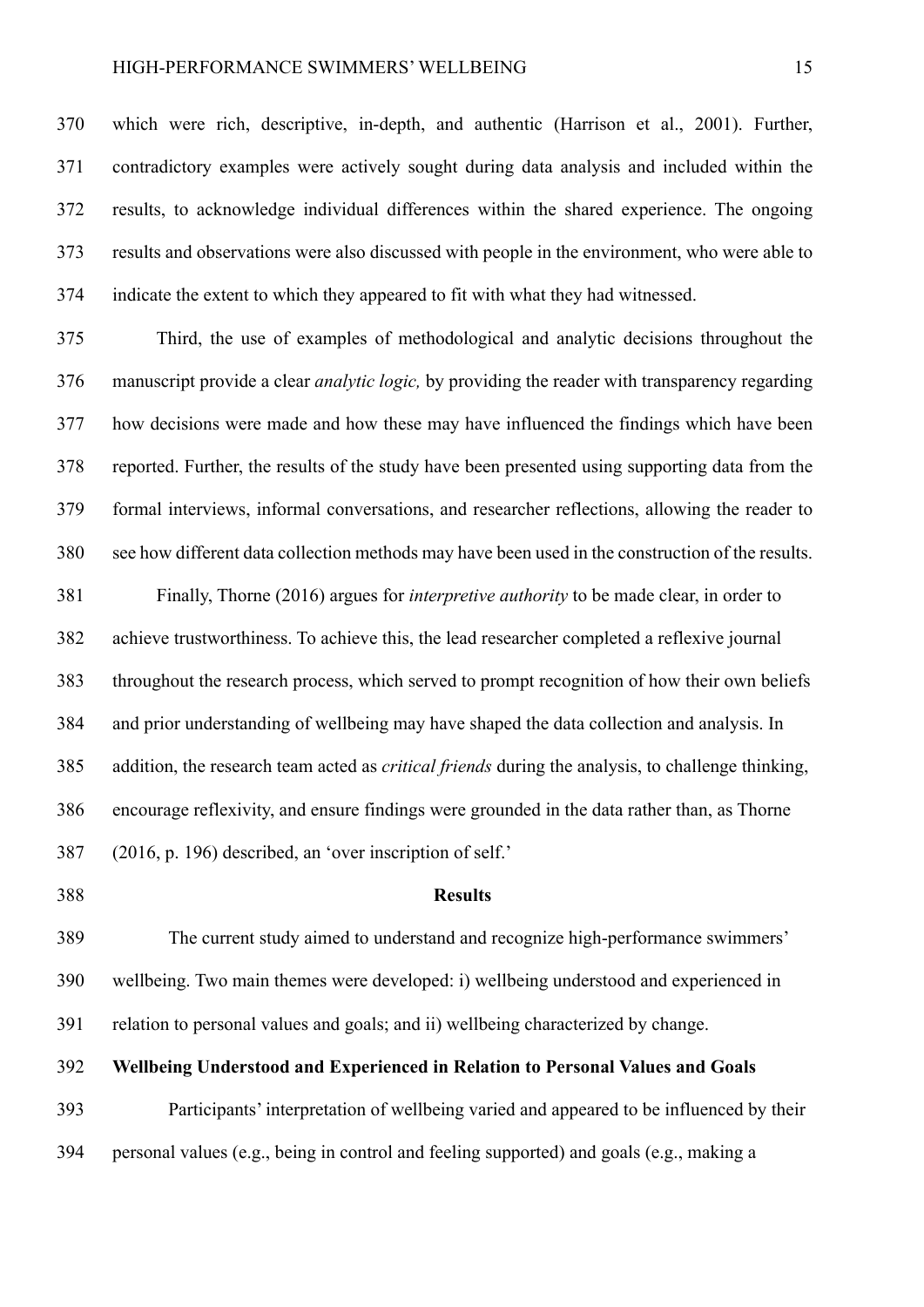which were rich, descriptive, in-depth, and authentic (Harrison et al., 2001). Further, contradictory examples were actively sought during data analysis and included within the results, to acknowledge individual differences within the shared experience. The ongoing results and observations were also discussed with people in the environment, who were able to indicate the extent to which they appeared to fit with what they had witnessed.

Third, the use of examples of methodological and analytic decisions throughout the manuscript provide a clear *analytic logic,* by providing the reader with transparency regarding how decisions were made and how these may have influenced the findings which have been reported. Further, the results of the study have been presented using supporting data from the formal interviews, informal conversations, and researcher reflections, allowing the reader to see how different data collection methods may have been used in the construction of the results.

Finally, Thorne (2016) argues for *interpretive authority* to be made clear, in order to achieve trustworthiness. To achieve this, the lead researcher completed a reflexive journal throughout the research process, which served to prompt recognition of how their own beliefs and prior understanding of wellbeing may have shaped the data collection and analysis. In addition, the research team acted as *critical friends* during the analysis, to challenge thinking, encourage reflexivity, and ensure findings were grounded in the data rather than, as Thorne (2016, p. 196) described, an 'over inscription of self.'

## Results

The current study aimed to understand and recognize high-performance swimmers' wellbeing. Two main themes were developed: i) wellbeing understood and experienced in relation to personal values and goals; and ii) wellbeing characterized by change.

### Wellbeing Understood and Experienced in Relation to Personal Values and Goals

Participants' interpretation of wellbeing varied and appeared to be influenced by their personal values (e.g., being in control and feeling supported) and goals (e.g., making a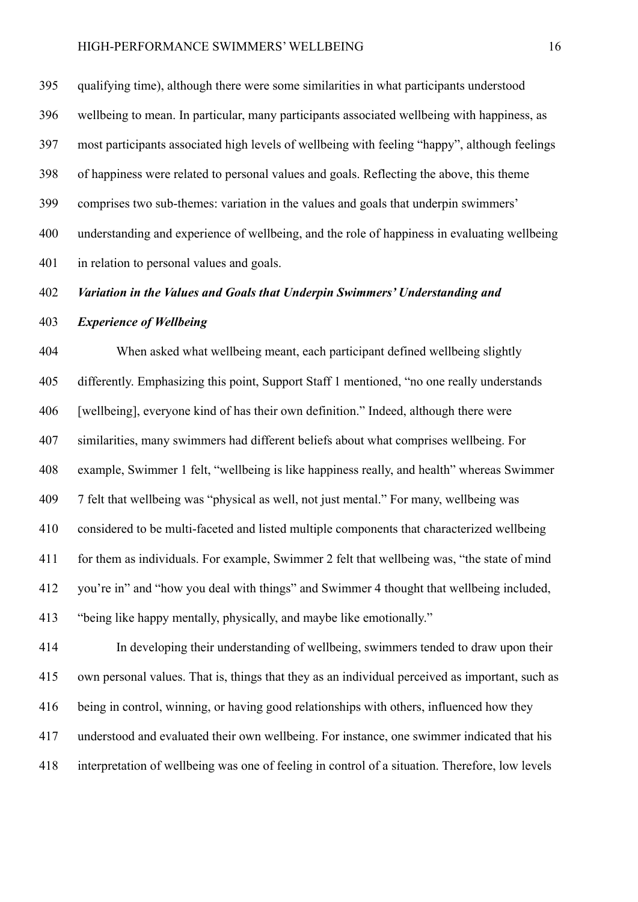qualifying time), although there were some similarities in what participants understood wellbeing to mean. In particular, many participants associated wellbeing with happiness, as most participants associated high levels of wellbeing with feeling "happy", although feelings of happiness were related to personal values and goals. Reflecting the above, this theme comprises two sub-themes: variation in the values and goals that underpin swimmers' understanding and experience of wellbeing, and the role of happiness in evaluating wellbeing in relation to personal values and goals.

### *Variation in the Values and Goals that Underpin Swimmers' Understanding and Experience of Wellbeing*

When asked what wellbeing meant, each participant defined wellbeing slightly differently. Emphasizing this point, Support Staff 1 mentioned, "no one really understands [wellbeing], everyone kind of has their own definition." Indeed, although there were similarities, many swimmers had different beliefs about what comprises wellbeing. For example, Swimmer 1 felt, "wellbeing is like happiness really, and health" whereas Swimmer 7 felt that wellbeing was "physical as well, not just mental." For many, wellbeing was considered to be multi-faceted and listed multiple components that characterized wellbeing for them as individuals. For example, Swimmer 2 felt that wellbeing was, "the state of mind you're in" and "how you deal with things" and Swimmer 4 thought that wellbeing included, "being like happy mentally, physically, and maybe like emotionally."

In developing their understanding of wellbeing, swimmers tended to draw upon their own personal values. That is, things that they as an individual perceived as important, such as being in control, winning, or having good relationships with others, influenced how they understood and evaluated their own wellbeing. For instance, one swimmer indicated that his interpretation of wellbeing was one of feeling in control of a situation. Therefore, low levels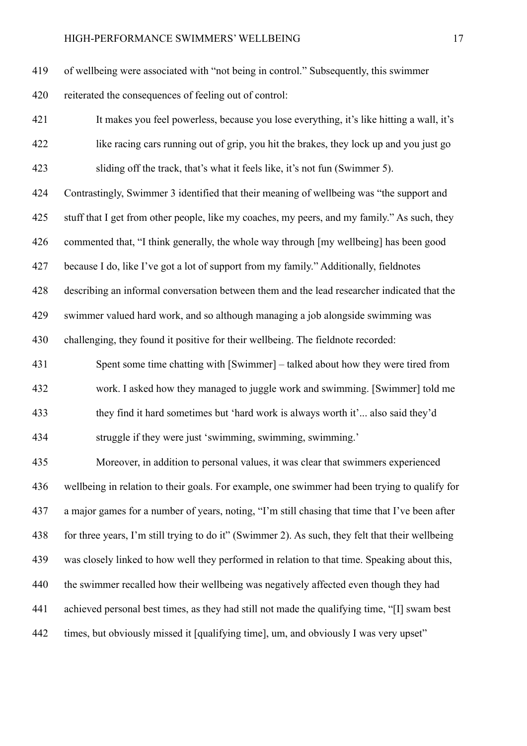of wellbeing were associated with "not being in control." Subsequently, this swimmer reiterated the consequences of feeling out of control:

> It makes you feel powerless, because you lose everything, it's like hitting a wall, it's like racing cars running out of grip, you hit the brakes, they lock up and you just go sliding off the track, that's what it feels like, it's not fun (Swimmer 5).

Contrastingly, Swimmer 3 identified that their meaning of wellbeing was "the support and stuff that I get from other people, like my coaches, my peers, and my family." As such, they commented that, "I think generally, the whole way through [my wellbeing] has been good because I do, like I've got a lot of support from my family." Additionally, fieldnotes describing an informal conversation between them and the lead researcher indicated that the swimmer valued hard work, and so although managing a job alongside swimming was challenging, they found it positive for their wellbeing. The fieldnote recorded:

> Spent some time chatting with [Swimmer] – talked about how they were tired from work. I asked how they managed to juggle work and swimming. [Swimmer] told me they find it hard sometimes but 'hard work is always worth it'... also said they'd struggle if they were just 'swimming, swimming, swimming.'

Moreover, in addition to personal values, it was clear that swimmers experienced wellbeing in relation to their goals. For example, one swimmer had been trying to qualify for a major games for a number of years, noting, "I'm still chasing that time that I've been after for three years, I'm still trying to do it" (Swimmer 2). As such, they felt that their wellbeing was closely linked to how well they performed in relation to that time. Speaking about this, the swimmer recalled how their wellbeing was negatively affected even though they had achieved personal best times, as they had still not made the qualifying time, "[I] swam best times, but obviously missed it [qualifying time], um, and obviously I was very upset"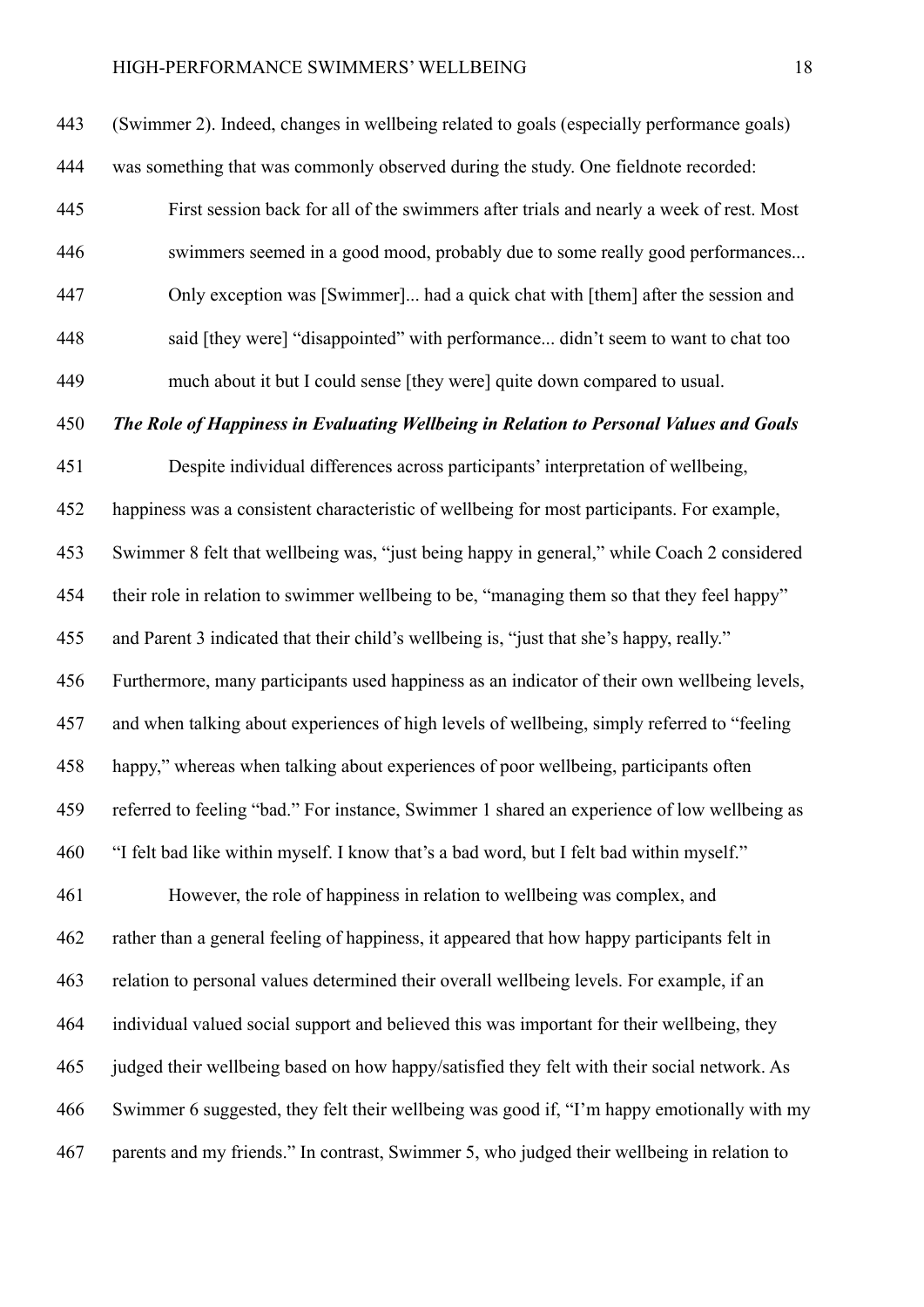(Swimmer 2). Indeed, changes in wellbeing related to goals (especially performance goals) was something that was commonly observed during the study. One fieldnote recorded:

> First session back for all of the swimmers after trials and nearly a week of rest. Most swimmers seemed in a good mood, probably due to some really good performances... Only exception was [Swimmer]... had a quick chat with [them] after the session and said [they were] "disappointed" with performance... didn't seem to want to chat too much about it but I could sense [they were] quite down compared to usual.

***The Role of Happiness in Evaluating Wellbeing in Relation to Personal Values and Goals***

Despite individual differences across participants' interpretation of wellbeing, happiness was a consistent characteristic of wellbeing for most participants. For example, Swimmer 8 felt that wellbeing was, "just being happy in general," while Coach 2 considered their role in relation to swimmer wellbeing to be, "managing them so that they feel happy" and Parent 3 indicated that their child's wellbeing is, "just that she's happy, really." Furthermore, many participants used happiness as an indicator of their own wellbeing levels, and when talking about experiences of high levels of wellbeing, simply referred to "feeling happy," whereas when talking about experiences of poor wellbeing, participants often referred to feeling "bad." For instance, Swimmer 1 shared an experience of low wellbeing as "I felt bad like within myself. I know that's a bad word, but I felt bad within myself."

However, the role of happiness in relation to wellbeing was complex, and rather than a general feeling of happiness, it appeared that how happy participants felt in relation to personal values determined their overall wellbeing levels. For example, if an individual valued social support and believed this was important for their wellbeing, they judged their wellbeing based on how happy/satisfied they felt with their social network. As Swimmer 6 suggested, they felt their wellbeing was good if, "I'm happy emotionally with my parents and my friends." In contrast, Swimmer 5, who judged their wellbeing in relation to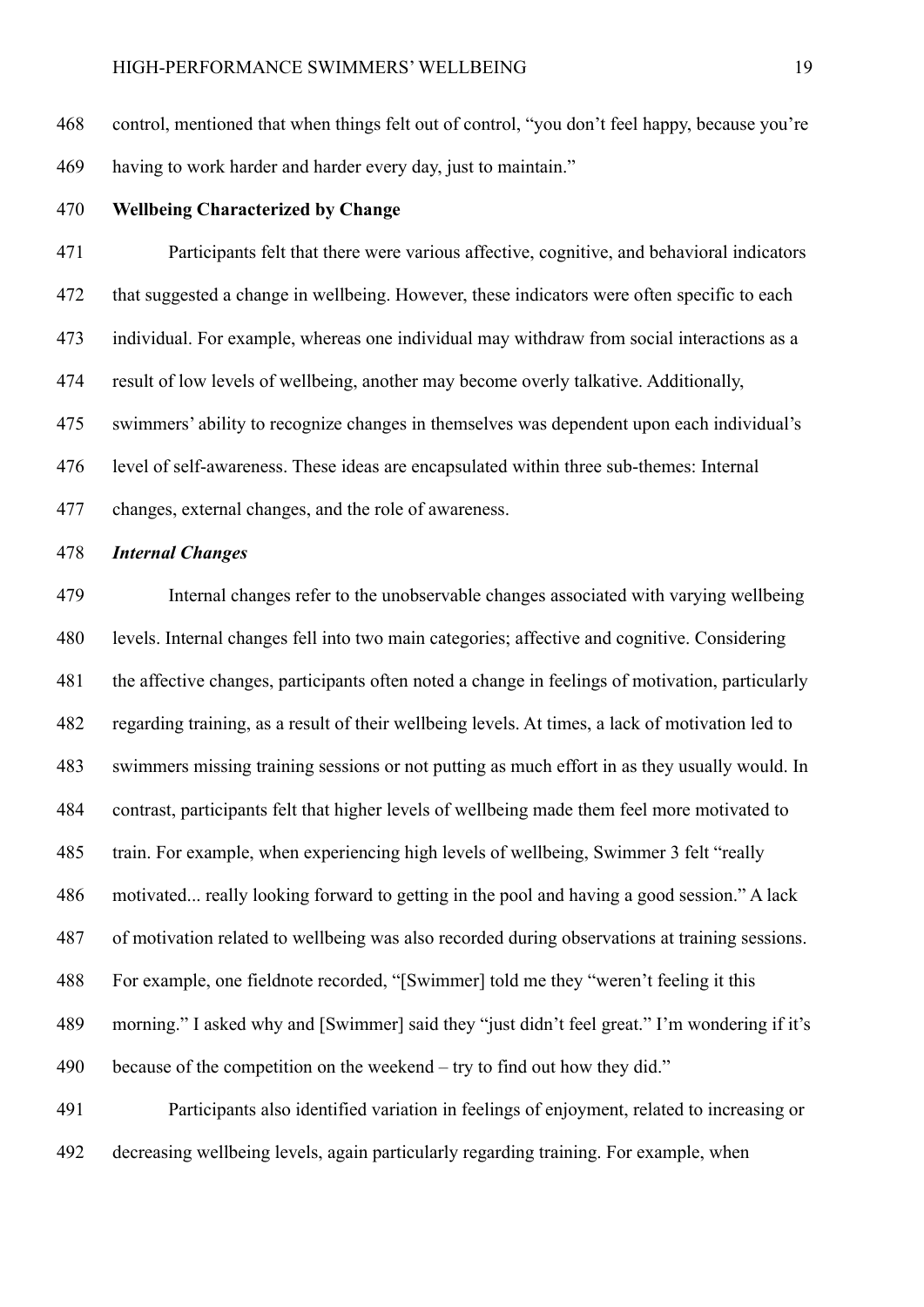control, mentioned that when things felt out of control, "you don't feel happy, because you're having to work harder and harder every day, just to maintain."

## Wellbeing Characterized by Change

Participants felt that there were various affective, cognitive, and behavioral indicators that suggested a change in wellbeing. However, these indicators were often specific to each individual. For example, whereas one individual may withdraw from social interactions as a result of low levels of wellbeing, another may become overly talkative. Additionally, swimmers' ability to recognize changes in themselves was dependent upon each individual's level of self-awareness. These ideas are encapsulated within three sub-themes: Internal changes, external changes, and the role of awareness.

### *Internal Changes*

Internal changes refer to the unobservable changes associated with varying wellbeing levels. Internal changes fell into two main categories; affective and cognitive. Considering the affective changes, participants often noted a change in feelings of motivation, particularly regarding training, as a result of their wellbeing levels. At times, a lack of motivation led to swimmers missing training sessions or not putting as much effort in as they usually would. In contrast, participants felt that higher levels of wellbeing made them feel more motivated to train. For example, when experiencing high levels of wellbeing, Swimmer 3 felt "really motivated... really looking forward to getting in the pool and having a good session." A lack of motivation related to wellbeing was also recorded during observations at training sessions. For example, one fieldnote recorded, "[Swimmer] told me they "weren't feeling it this morning." I asked why and [Swimmer] said they "just didn't feel great." I'm wondering if it's because of the competition on the weekend – try to find out how they did."

Participants also identified variation in feelings of enjoyment, related to increasing or decreasing wellbeing levels, again particularly regarding training. For example, when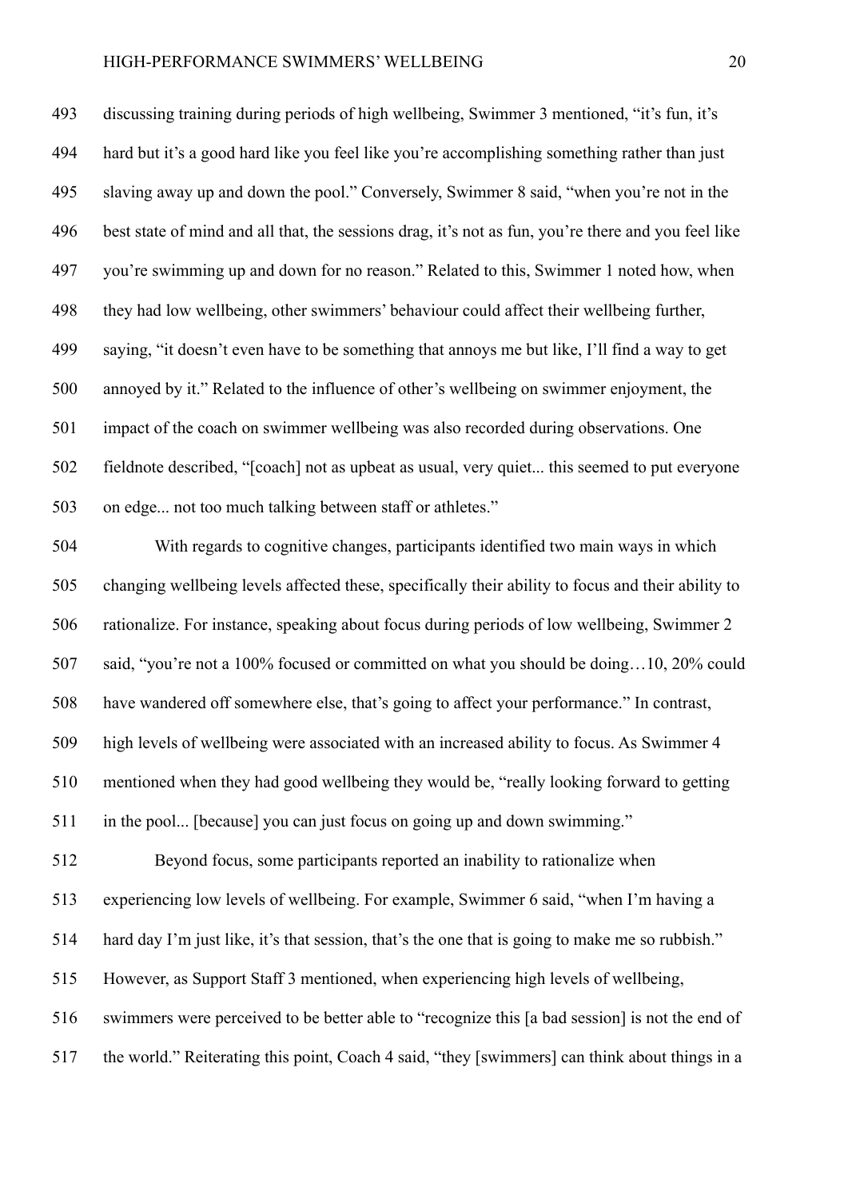discussing training during periods of high wellbeing, Swimmer 3 mentioned, "it's fun, it's hard but it's a good hard like you feel like you're accomplishing something rather than just slaving away up and down the pool." Conversely, Swimmer 8 said, "when you're not in the best state of mind and all that, the sessions drag, it's not as fun, you're there and you feel like you're swimming up and down for no reason." Related to this, Swimmer 1 noted how, when they had low wellbeing, other swimmers' behaviour could affect their wellbeing further, saying, "it doesn't even have to be something that annoys me but like, I'll find a way to get annoyed by it." Related to the influence of other's wellbeing on swimmer enjoyment, the impact of the coach on swimmer wellbeing was also recorded during observations. One fieldnote described, "[coach] not as upbeat as usual, very quiet... this seemed to put everyone on edge... not too much talking between staff or athletes."

With regards to cognitive changes, participants identified two main ways in which changing wellbeing levels affected these, specifically their ability to focus and their ability to rationalize. For instance, speaking about focus during periods of low wellbeing, Swimmer 2 said, "you're not a 100% focused or committed on what you should be doing…10, 20% could have wandered off somewhere else, that's going to affect your performance." In contrast, high levels of wellbeing were associated with an increased ability to focus. As Swimmer 4 mentioned when they had good wellbeing they would be, "really looking forward to getting in the pool... [because] you can just focus on going up and down swimming."

Beyond focus, some participants reported an inability to rationalize when experiencing low levels of wellbeing. For example, Swimmer 6 said, "when I'm having a hard day I'm just like, it's that session, that's the one that is going to make me so rubbish." However, as Support Staff 3 mentioned, when experiencing high levels of wellbeing, swimmers were perceived to be better able to "recognize this [a bad session] is not the end of the world." Reiterating this point, Coach 4 said, "they [swimmers] can think about things in a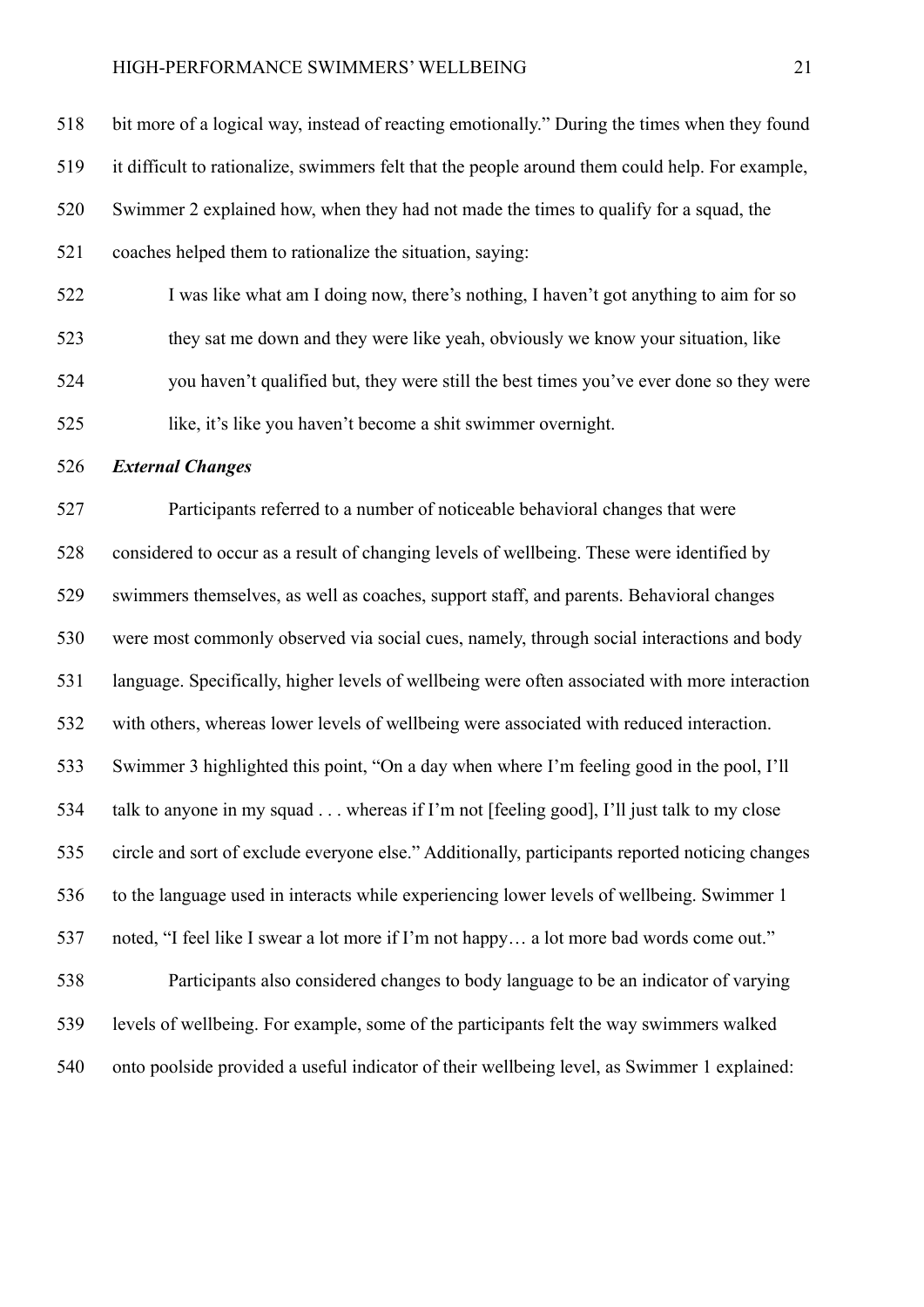bit more of a logical way, instead of reacting emotionally." During the times when they found it difficult to rationalize, swimmers felt that the people around them could help. For example, Swimmer 2 explained how, when they had not made the times to qualify for a squad, the coaches helped them to rationalize the situation, saying:

> I was like what am I doing now, there's nothing, I haven't got anything to aim for so they sat me down and they were like yeah, obviously we know your situation, like you haven't qualified but, they were still the best times you've ever done so they were like, it's like you haven't become a shit swimmer overnight.

***External Changes***

Participants referred to a number of noticeable behavioral changes that were considered to occur as a result of changing levels of wellbeing. These were identified by swimmers themselves, as well as coaches, support staff, and parents. Behavioral changes were most commonly observed via social cues, namely, through social interactions and body language. Specifically, higher levels of wellbeing were often associated with more interaction with others, whereas lower levels of wellbeing were associated with reduced interaction. Swimmer 3 highlighted this point, "On a day when where I'm feeling good in the pool, I'll talk to anyone in my squad . . . whereas if I'm not [feeling good], I'll just talk to my close circle and sort of exclude everyone else." Additionally, participants reported noticing changes to the language used in interacts while experiencing lower levels of wellbeing. Swimmer 1 noted, "I feel like I swear a lot more if I'm not happy… a lot more bad words come out."

Participants also considered changes to body language to be an indicator of varying levels of wellbeing. For example, some of the participants felt the way swimmers walked onto poolside provided a useful indicator of their wellbeing level, as Swimmer 1 explained: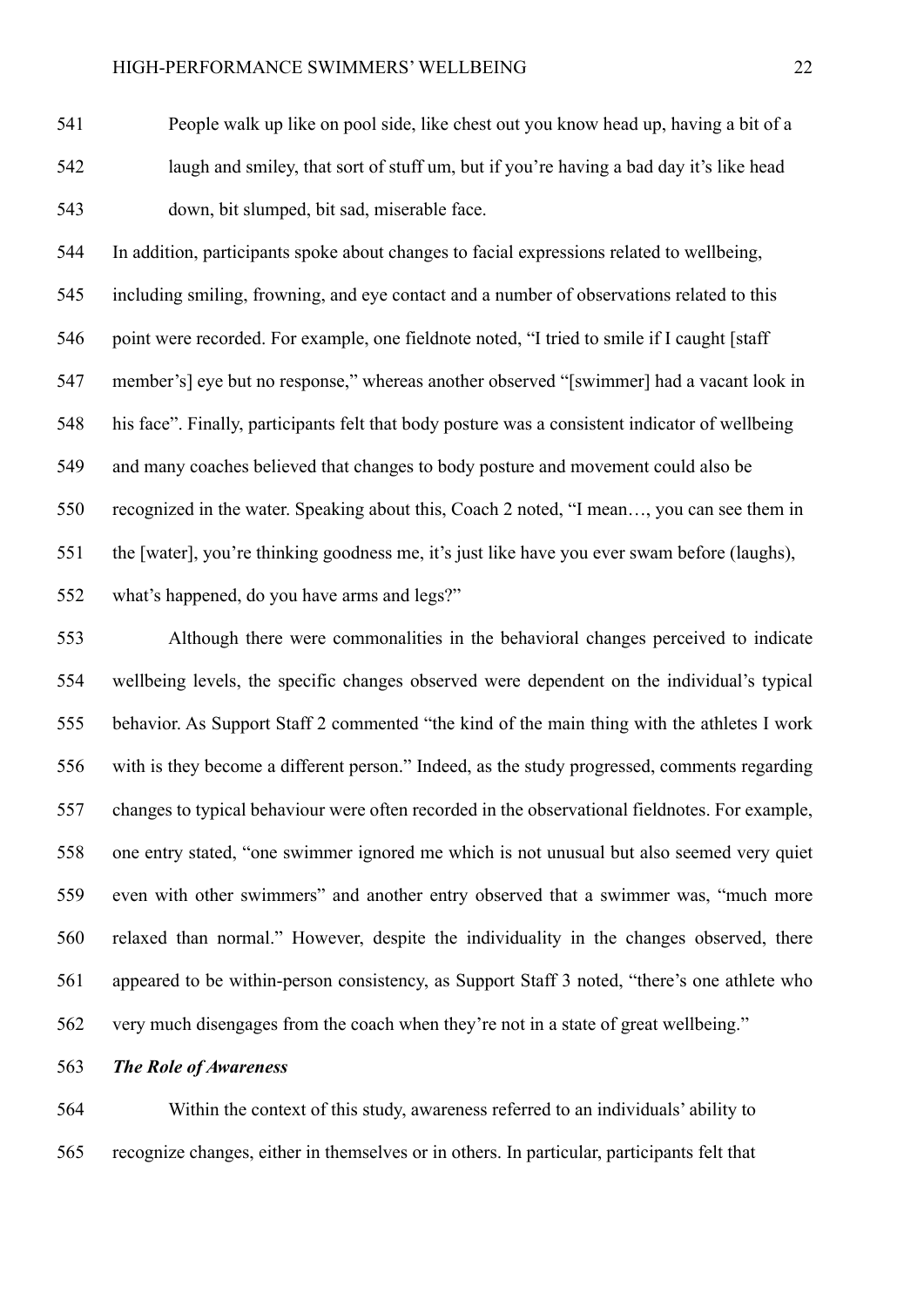People walk up like on pool side, like chest out you know head up, having a bit of a laugh and smiley, that sort of stuff um, but if you're having a bad day it's like head down, bit slumped, bit sad, miserable face.

In addition, participants spoke about changes to facial expressions related to wellbeing, including smiling, frowning, and eye contact and a number of observations related to this point were recorded. For example, one fieldnote noted, "I tried to smile if I caught [staff member's] eye but no response," whereas another observed "[swimmer] had a vacant look in his face". Finally, participants felt that body posture was a consistent indicator of wellbeing and many coaches believed that changes to body posture and movement could also be recognized in the water. Speaking about this, Coach 2 noted, "I mean…, you can see them in the [water], you're thinking goodness me, it's just like have you ever swam before (laughs), what's happened, do you have arms and legs?"

Although there were commonalities in the behavioral changes perceived to indicate wellbeing levels, the specific changes observed were dependent on the individual's typical behavior. As Support Staff 2 commented "the kind of the main thing with the athletes I work with is they become a different person." Indeed, as the study progressed, comments regarding changes to typical behaviour were often recorded in the observational fieldnotes. For example, one entry stated, "one swimmer ignored me which is not unusual but also seemed very quiet even with other swimmers" and another entry observed that a swimmer was, "much more relaxed than normal." However, despite the individuality in the changes observed, there appeared to be within-person consistency, as Support Staff 3 noted, "there's one athlete who very much disengages from the coach when they're not in a state of great wellbeing."

***The Role of Awareness***

Within the context of this study, awareness referred to an individuals' ability to recognize changes, either in themselves or in others. In particular, participants felt that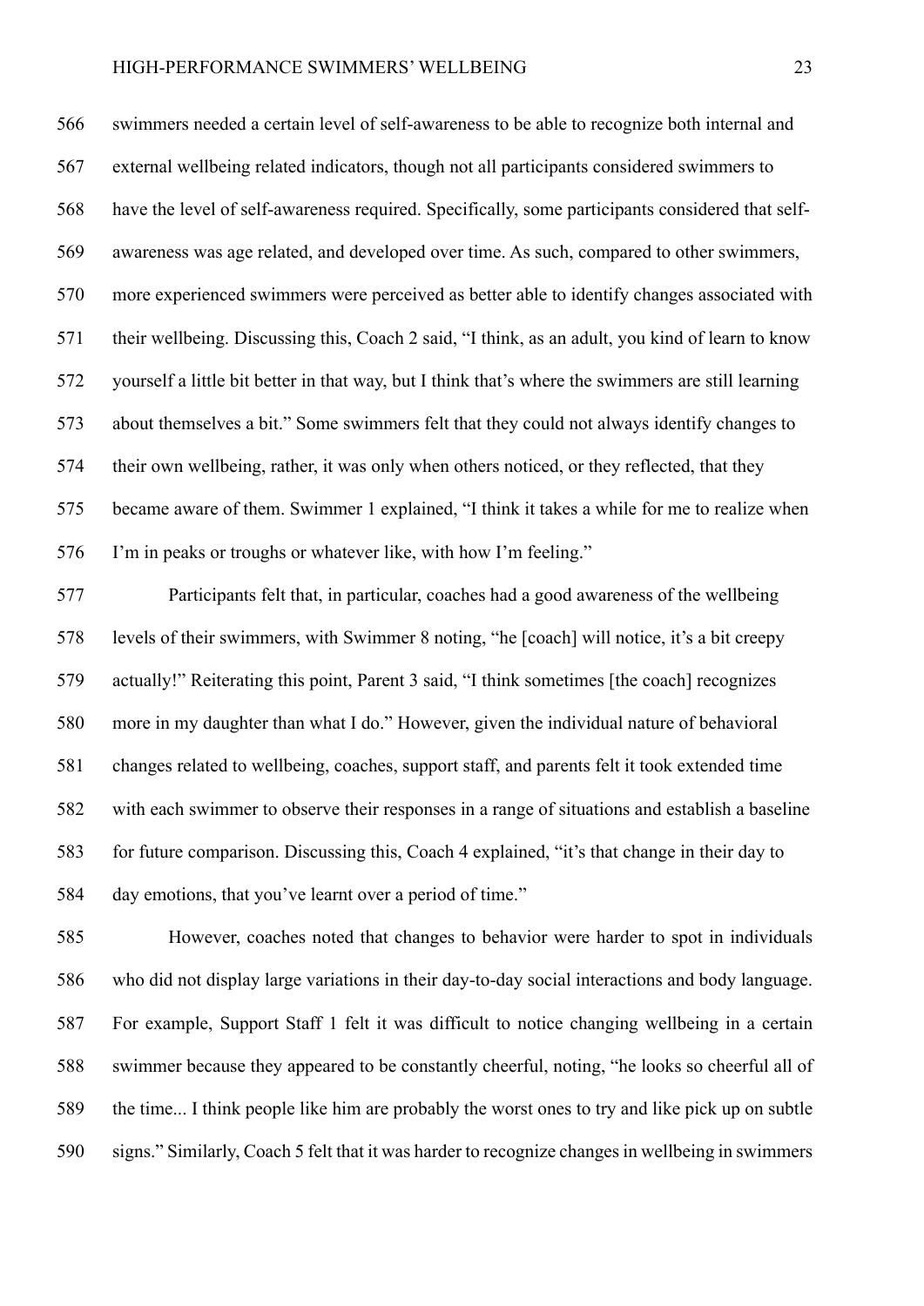swimmers needed a certain level of self-awareness to be able to recognize both internal and external wellbeing related indicators, though not all participants considered swimmers to have the level of self-awareness required. Specifically, some participants considered that self-awareness was age related, and developed over time. As such, compared to other swimmers, more experienced swimmers were perceived as better able to identify changes associated with their wellbeing. Discussing this, Coach 2 said, "I think, as an adult, you kind of learn to know yourself a little bit better in that way, but I think that's where the swimmers are still learning about themselves a bit." Some swimmers felt that they could not always identify changes to their own wellbeing, rather, it was only when others noticed, or they reflected, that they became aware of them. Swimmer 1 explained, "I think it takes a while for me to realize when I'm in peaks or troughs or whatever like, with how I'm feeling."

Participants felt that, in particular, coaches had a good awareness of the wellbeing levels of their swimmers, with Swimmer 8 noting, "he [coach] will notice, it's a bit creepy actually!" Reiterating this point, Parent 3 said, "I think sometimes [the coach] recognizes more in my daughter than what I do." However, given the individual nature of behavioral changes related to wellbeing, coaches, support staff, and parents felt it took extended time with each swimmer to observe their responses in a range of situations and establish a baseline for future comparison. Discussing this, Coach 4 explained, "it's that change in their day to day emotions, that you've learnt over a period of time."

However, coaches noted that changes to behavior were harder to spot in individuals who did not display large variations in their day-to-day social interactions and body language. For example, Support Staff 1 felt it was difficult to notice changing wellbeing in a certain swimmer because they appeared to be constantly cheerful, noting, "he looks so cheerful all of the time... I think people like him are probably the worst ones to try and like pick up on subtle signs." Similarly, Coach 5 felt that it was harder to recognize changes in wellbeing in swimmers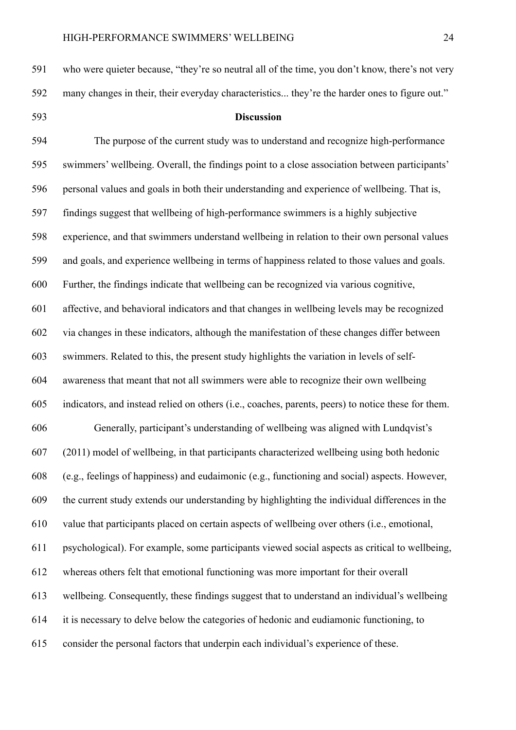who were quieter because, "they're so neutral all of the time, you don't know, there's not very many changes in their, their everyday characteristics... they're the harder ones to figure out."

## Discussion

The purpose of the current study was to understand and recognize high-performance swimmers' wellbeing. Overall, the findings point to a close association between participants' personal values and goals in both their understanding and experience of wellbeing. That is, findings suggest that wellbeing of high-performance swimmers is a highly subjective experience, and that swimmers understand wellbeing in relation to their own personal values and goals, and experience wellbeing in terms of happiness related to those values and goals. Further, the findings indicate that wellbeing can be recognized via various cognitive, affective, and behavioral indicators and that changes in wellbeing levels may be recognized via changes in these indicators, although the manifestation of these changes differ between swimmers. Related to this, the present study highlights the variation in levels of self-awareness that meant that not all swimmers were able to recognize their own wellbeing indicators, and instead relied on others (i.e., coaches, parents, peers) to notice these for them.

Generally, participant's understanding of wellbeing was aligned with Lundqvist's (2011) model of wellbeing, in that participants characterized wellbeing using both hedonic (e.g., feelings of happiness) and eudaimonic (e.g., functioning and social) aspects. However, the current study extends our understanding by highlighting the individual differences in the value that participants placed on certain aspects of wellbeing over others (i.e., emotional, psychological). For example, some participants viewed social aspects as critical to wellbeing, whereas others felt that emotional functioning was more important for their overall wellbeing. Consequently, these findings suggest that to understand an individual's wellbeing it is necessary to delve below the categories of hedonic and eudiamonic functioning, to consider the personal factors that underpin each individual's experience of these.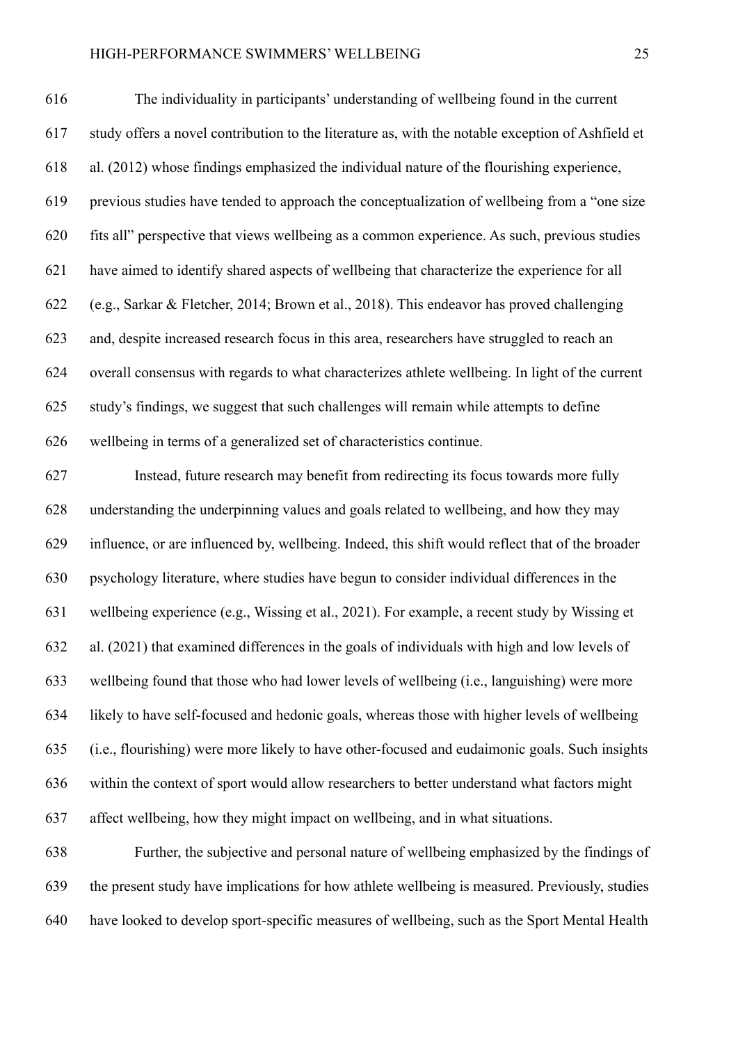The individuality in participants' understanding of wellbeing found in the current study offers a novel contribution to the literature as, with the notable exception of Ashfield et al. (2012) whose findings emphasized the individual nature of the flourishing experience, previous studies have tended to approach the conceptualization of wellbeing from a "one size fits all" perspective that views wellbeing as a common experience. As such, previous studies have aimed to identify shared aspects of wellbeing that characterize the experience for all (e.g., Sarkar & Fletcher, 2014; Brown et al., 2018). This endeavor has proved challenging and, despite increased research focus in this area, researchers have struggled to reach an overall consensus with regards to what characterizes athlete wellbeing. In light of the current study's findings, we suggest that such challenges will remain while attempts to define wellbeing in terms of a generalized set of characteristics continue.

Instead, future research may benefit from redirecting its focus towards more fully understanding the underpinning values and goals related to wellbeing, and how they may influence, or are influenced by, wellbeing. Indeed, this shift would reflect that of the broader psychology literature, where studies have begun to consider individual differences in the wellbeing experience (e.g., Wissing et al., 2021). For example, a recent study by Wissing et al. (2021) that examined differences in the goals of individuals with high and low levels of wellbeing found that those who had lower levels of wellbeing (i.e., languishing) were more likely to have self-focused and hedonic goals, whereas those with higher levels of wellbeing (i.e., flourishing) were more likely to have other-focused and eudaimonic goals. Such insights within the context of sport would allow researchers to better understand what factors might affect wellbeing, how they might impact on wellbeing, and in what situations.

Further, the subjective and personal nature of wellbeing emphasized by the findings of the present study have implications for how athlete wellbeing is measured. Previously, studies have looked to develop sport-specific measures of wellbeing, such as the Sport Mental Health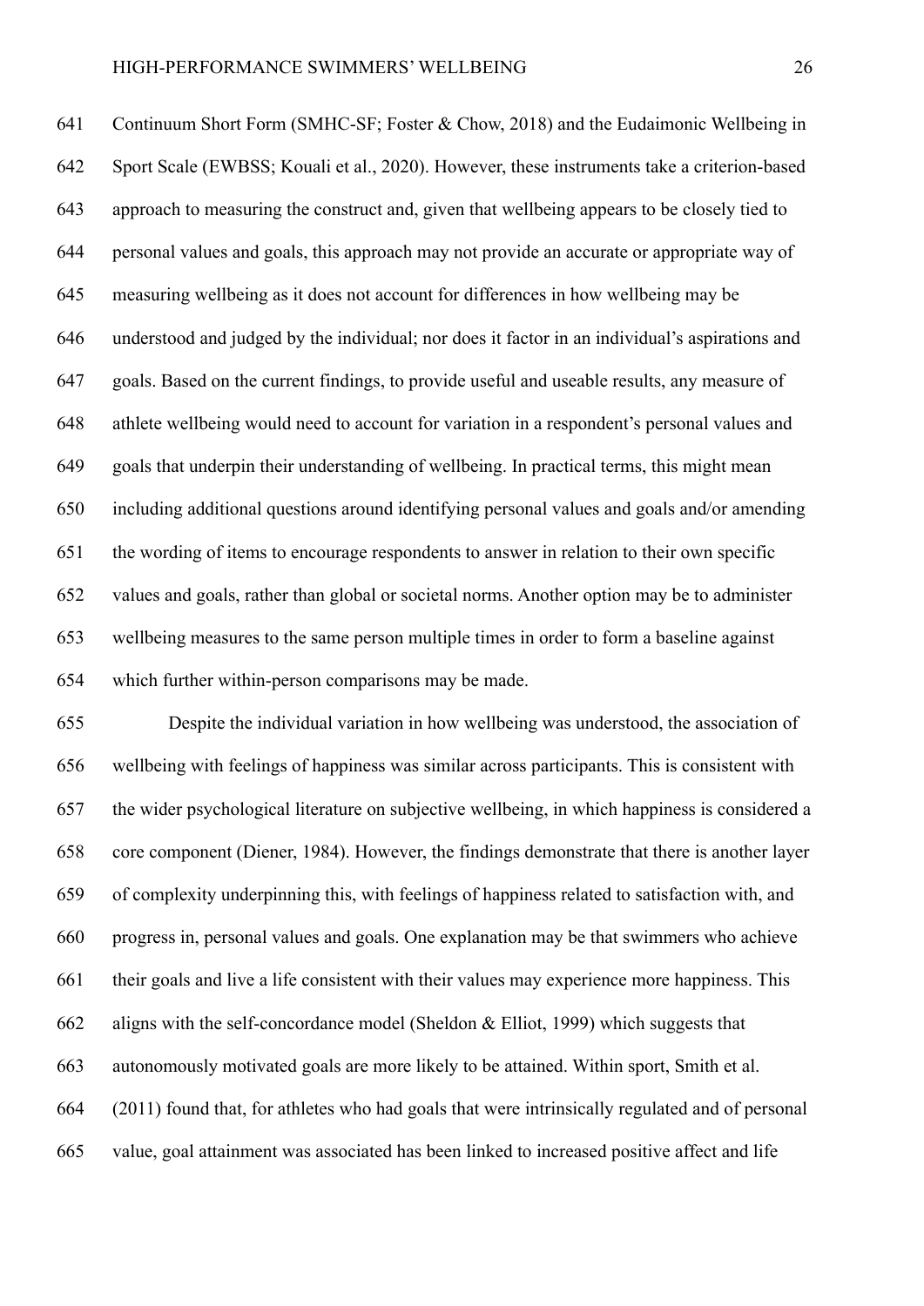Continuum Short Form (SMHC-SF; Foster & Chow, 2018) and the Eudaimonic Wellbeing in Sport Scale (EWBSS; Kouali et al., 2020). However, these instruments take a criterion-based approach to measuring the construct and, given that wellbeing appears to be closely tied to personal values and goals, this approach may not provide an accurate or appropriate way of measuring wellbeing as it does not account for differences in how wellbeing may be understood and judged by the individual; nor does it factor in an individual's aspirations and goals. Based on the current findings, to provide useful and useable results, any measure of athlete wellbeing would need to account for variation in a respondent's personal values and goals that underpin their understanding of wellbeing. In practical terms, this might mean including additional questions around identifying personal values and goals and/or amending the wording of items to encourage respondents to answer in relation to their own specific values and goals, rather than global or societal norms. Another option may be to administer wellbeing measures to the same person multiple times in order to form a baseline against which further within-person comparisons may be made.

Despite the individual variation in how wellbeing was understood, the association of wellbeing with feelings of happiness was similar across participants. This is consistent with the wider psychological literature on subjective wellbeing, in which happiness is considered a core component (Diener, 1984). However, the findings demonstrate that there is another layer of complexity underpinning this, with feelings of happiness related to satisfaction with, and progress in, personal values and goals. One explanation may be that swimmers who achieve their goals and live a life consistent with their values may experience more happiness. This aligns with the self-concordance model (Sheldon & Elliot, 1999) which suggests that autonomously motivated goals are more likely to be attained. Within sport, Smith et al. (2011) found that, for athletes who had goals that were intrinsically regulated and of personal value, goal attainment was associated has been linked to increased positive affect and life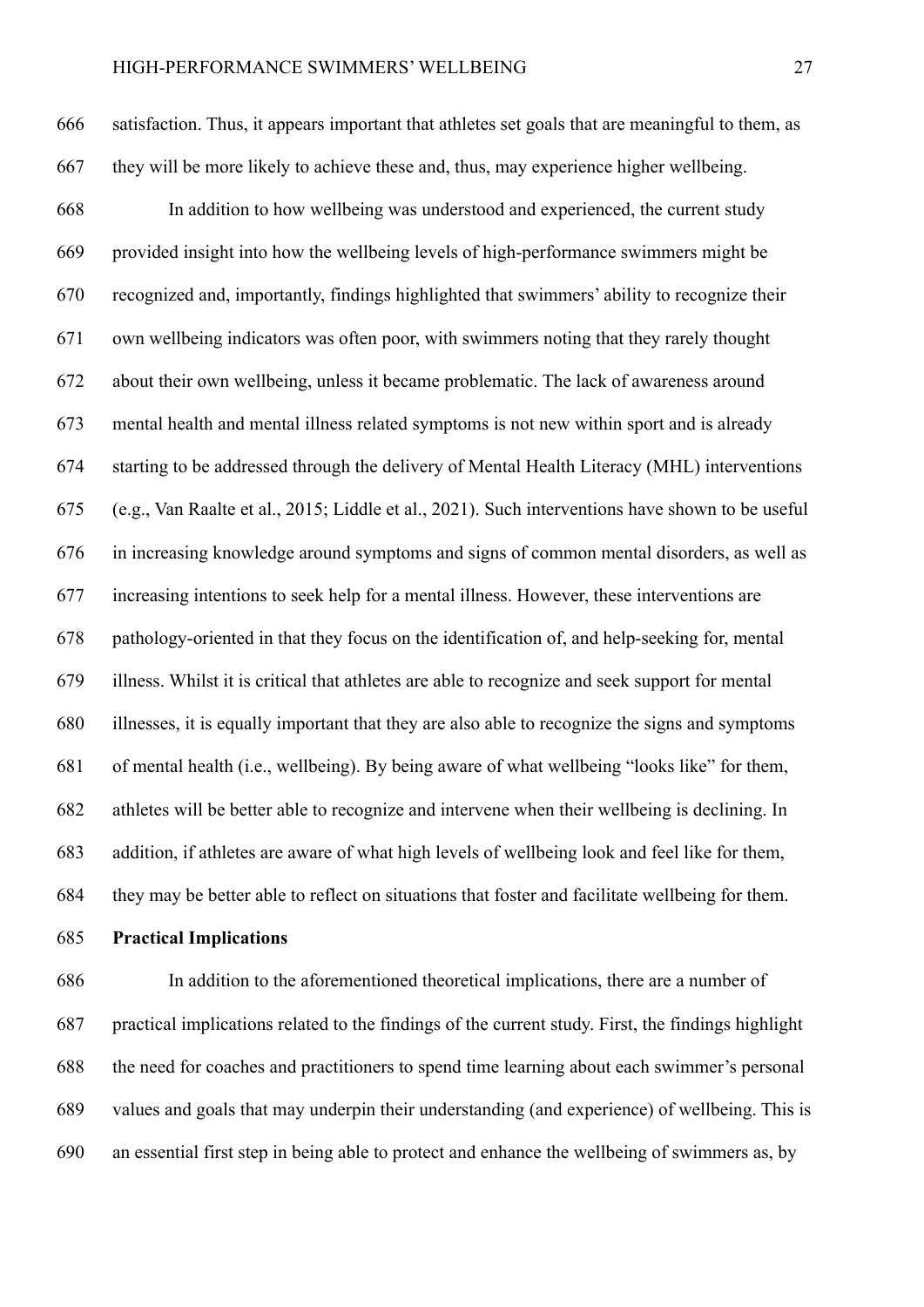satisfaction. Thus, it appears important that athletes set goals that are meaningful to them, as they will be more likely to achieve these and, thus, may experience higher wellbeing.

In addition to how wellbeing was understood and experienced, the current study provided insight into how the wellbeing levels of high-performance swimmers might be recognized and, importantly, findings highlighted that swimmers' ability to recognize their own wellbeing indicators was often poor, with swimmers noting that they rarely thought about their own wellbeing, unless it became problematic. The lack of awareness around mental health and mental illness related symptoms is not new within sport and is already starting to be addressed through the delivery of Mental Health Literacy (MHL) interventions (e.g., Van Raalte et al., 2015; Liddle et al., 2021). Such interventions have shown to be useful in increasing knowledge around symptoms and signs of common mental disorders, as well as increasing intentions to seek help for a mental illness. However, these interventions are pathology-oriented in that they focus on the identification of, and help-seeking for, mental illness. Whilst it is critical that athletes are able to recognize and seek support for mental illnesses, it is equally important that they are also able to recognize the signs and symptoms of mental health (i.e., wellbeing). By being aware of what wellbeing "looks like" for them, athletes will be better able to recognize and intervene when their wellbeing is declining. In addition, if athletes are aware of what high levels of wellbeing look and feel like for them, they may be better able to reflect on situations that foster and facilitate wellbeing for them.

## Practical Implications

In addition to the aforementioned theoretical implications, there are a number of practical implications related to the findings of the current study. First, the findings highlight the need for coaches and practitioners to spend time learning about each swimmer's personal values and goals that may underpin their understanding (and experience) of wellbeing. This is an essential first step in being able to protect and enhance the wellbeing of swimmers as, by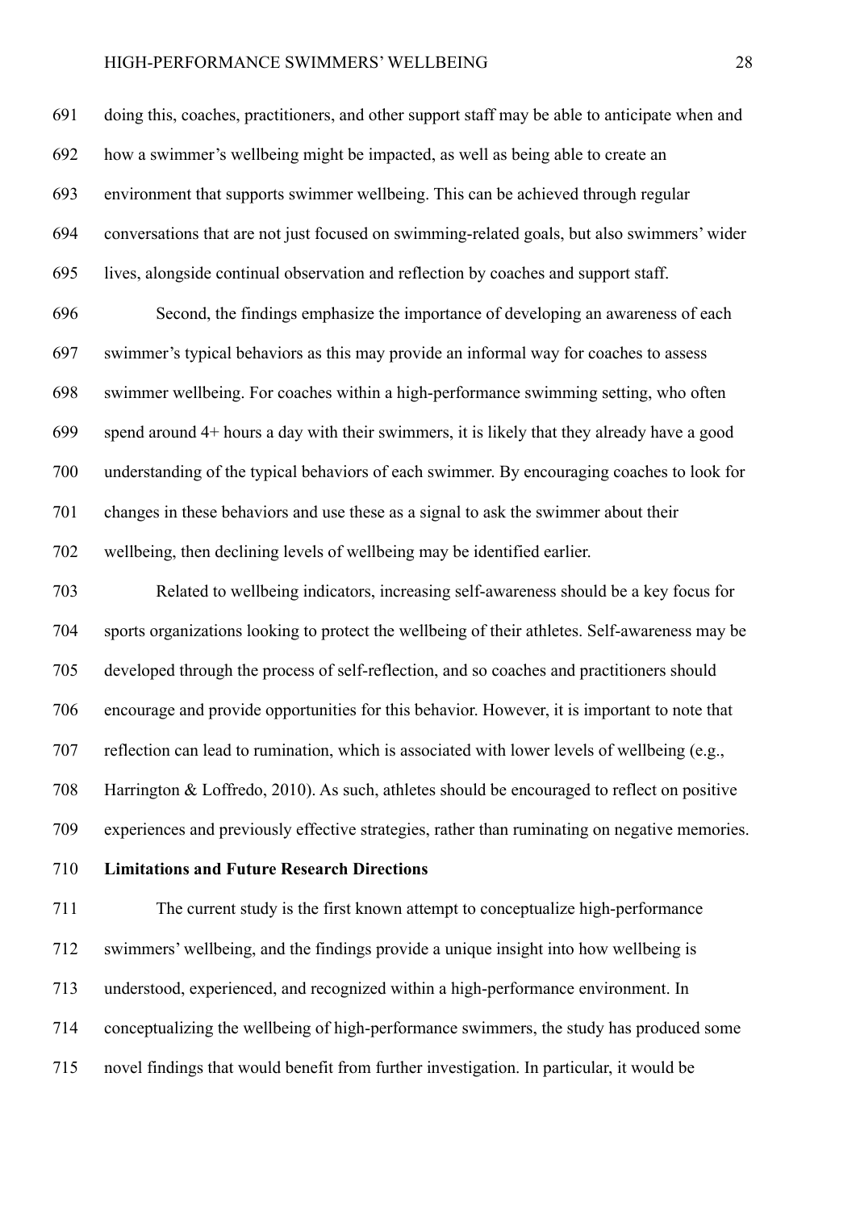doing this, coaches, practitioners, and other support staff may be able to anticipate when and how a swimmer's wellbeing might be impacted, as well as being able to create an environment that supports swimmer wellbeing. This can be achieved through regular conversations that are not just focused on swimming-related goals, but also swimmers' wider lives, alongside continual observation and reflection by coaches and support staff.

Second, the findings emphasize the importance of developing an awareness of each swimmer's typical behaviors as this may provide an informal way for coaches to assess swimmer wellbeing. For coaches within a high-performance swimming setting, who often spend around 4+ hours a day with their swimmers, it is likely that they already have a good understanding of the typical behaviors of each swimmer. By encouraging coaches to look for changes in these behaviors and use these as a signal to ask the swimmer about their wellbeing, then declining levels of wellbeing may be identified earlier.

Related to wellbeing indicators, increasing self-awareness should be a key focus for sports organizations looking to protect the wellbeing of their athletes. Self-awareness may be developed through the process of self-reflection, and so coaches and practitioners should encourage and provide opportunities for this behavior. However, it is important to note that reflection can lead to rumination, which is associated with lower levels of wellbeing (e.g., Harrington & Loffredo, 2010). As such, athletes should be encouraged to reflect on positive experiences and previously effective strategies, rather than ruminating on negative memories.

**Limitations and Future Research Directions**

The current study is the first known attempt to conceptualize high-performance swimmers' wellbeing, and the findings provide a unique insight into how wellbeing is understood, experienced, and recognized within a high-performance environment. In conceptualizing the wellbeing of high-performance swimmers, the study has produced some novel findings that would benefit from further investigation. In particular, it would be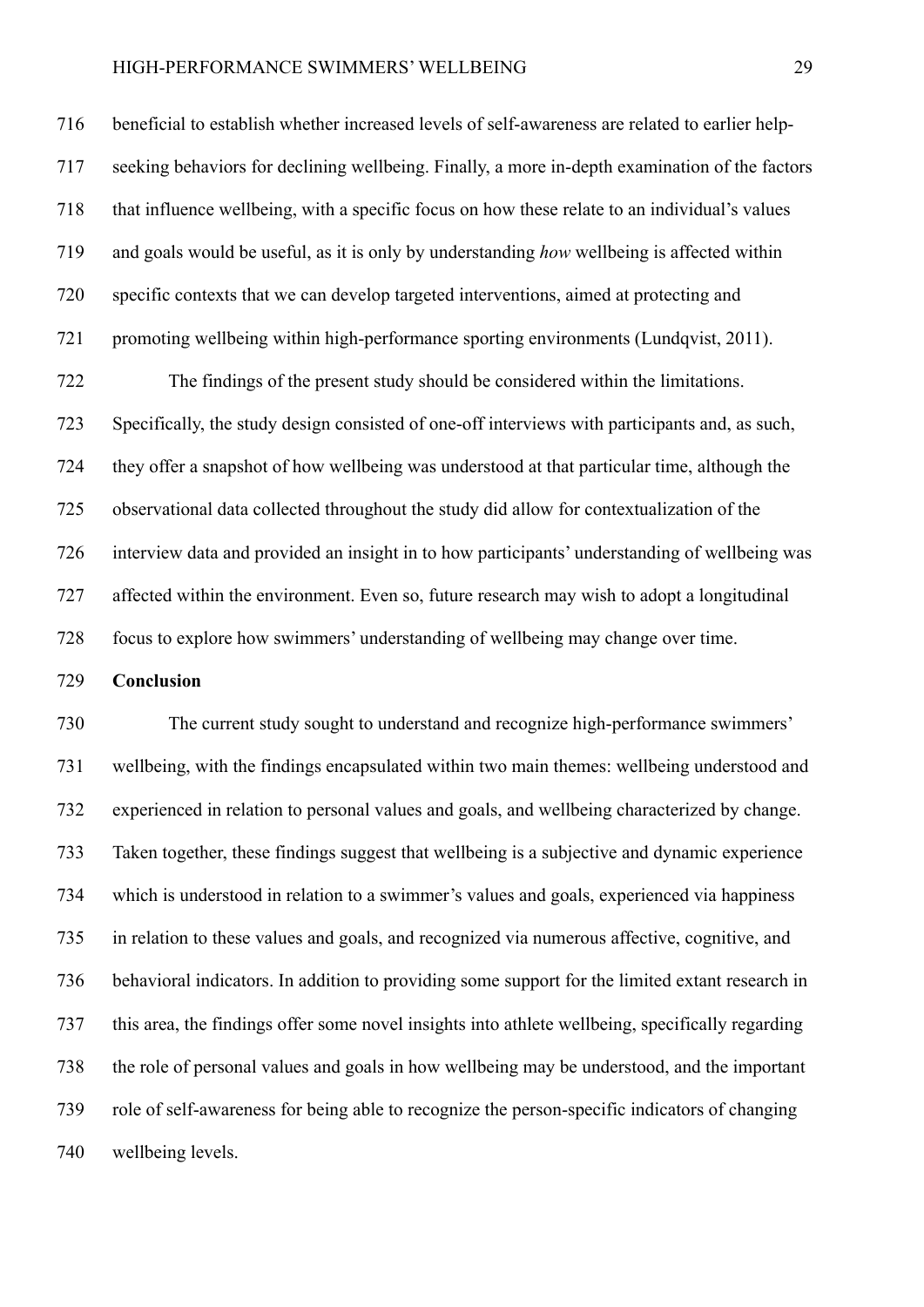beneficial to establish whether increased levels of self-awareness are related to earlier help-seeking behaviors for declining wellbeing. Finally, a more in-depth examination of the factors that influence wellbeing, with a specific focus on how these relate to an individual's values and goals would be useful, as it is only by understanding *how* wellbeing is affected within specific contexts that we can develop targeted interventions, aimed at protecting and promoting wellbeing within high-performance sporting environments (Lundqvist, 2011).

The findings of the present study should be considered within the limitations. Specifically, the study design consisted of one-off interviews with participants and, as such, they offer a snapshot of how wellbeing was understood at that particular time, although the observational data collected throughout the study did allow for contextualization of the interview data and provided an insight in to how participants' understanding of wellbeing was affected within the environment. Even so, future research may wish to adopt a longitudinal focus to explore how swimmers' understanding of wellbeing may change over time.

**Conclusion**

The current study sought to understand and recognize high-performance swimmers' wellbeing, with the findings encapsulated within two main themes: wellbeing understood and experienced in relation to personal values and goals, and wellbeing characterized by change. Taken together, these findings suggest that wellbeing is a subjective and dynamic experience which is understood in relation to a swimmer's values and goals, experienced via happiness in relation to these values and goals, and recognized via numerous affective, cognitive, and behavioral indicators. In addition to providing some support for the limited extant research in this area, the findings offer some novel insights into athlete wellbeing, specifically regarding the role of personal values and goals in how wellbeing may be understood, and the important role of self-awareness for being able to recognize the person-specific indicators of changing wellbeing levels.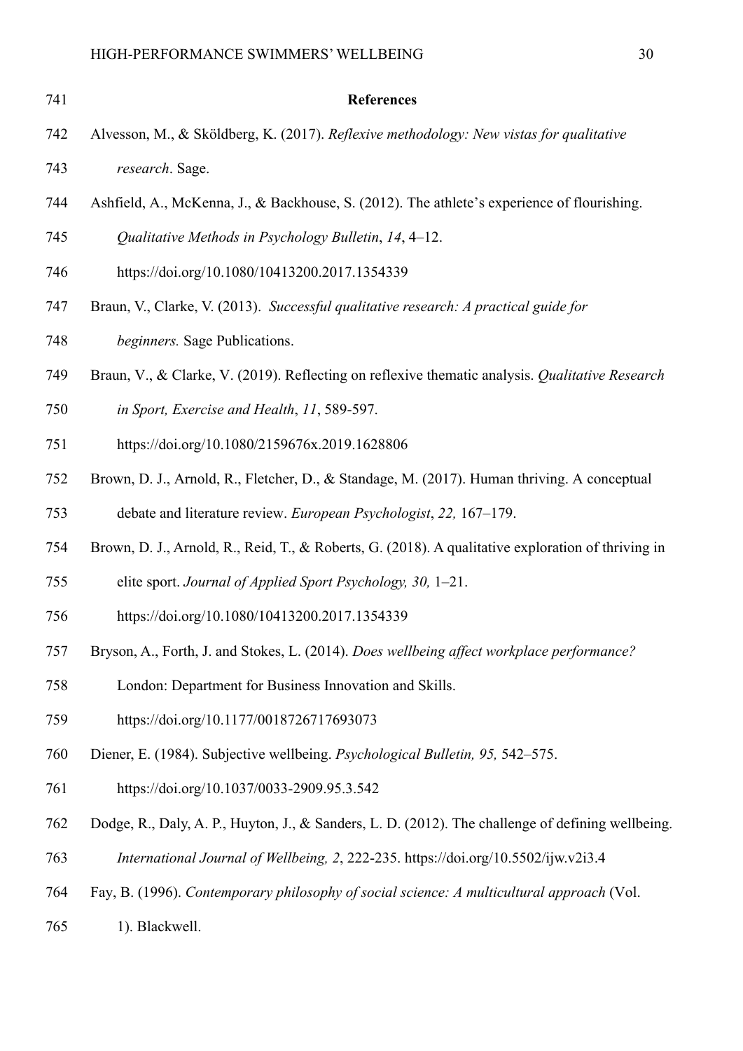## References

Alvesson, M., & Sköldberg, K. (2017). *Reflexive methodology: New vistas for qualitative research*. Sage.

Ashfield, A., McKenna, J., & Backhouse, S. (2012). The athlete's experience of flourishing. *Qualitative Methods in Psychology Bulletin*, *14*, 4–12. https://doi.org/10.1080/10413200.2017.1354339

Braun, V., Clarke, V. (2013). *Successful qualitative research: A practical guide for beginners.* Sage Publications.

Braun, V., & Clarke, V. (2019). Reflecting on reflexive thematic analysis. *Qualitative Research in Sport, Exercise and Health*, *11*, 589-597. https://doi.org/10.1080/2159676x.2019.1628806

Brown, D. J., Arnold, R., Fletcher, D., & Standage, M. (2017). Human thriving. A conceptual debate and literature review. *European Psychologist*, *22,* 167–179.

Brown, D. J., Arnold, R., Reid, T., & Roberts, G. (2018). A qualitative exploration of thriving in elite sport. *Journal of Applied Sport Psychology, 30,* 1–21. https://doi.org/10.1080/10413200.2017.1354339

Bryson, A., Forth, J. and Stokes, L. (2014). *Does wellbeing affect workplace performance?* London: Department for Business Innovation and Skills. https://doi.org/10.1177/0018726717693073

Diener, E. (1984). Subjective wellbeing. *Psychological Bulletin, 95,* 542–575. https://doi.org/10.1037/0033-2909.95.3.542

Dodge, R., Daly, A. P., Huyton, J., & Sanders, L. D. (2012). The challenge of defining wellbeing. *International Journal of Wellbeing, 2*, 222-235. https://doi.org/10.5502/ijw.v2i3.4

Fay, B. (1996). *Contemporary philosophy of social science: A multicultural approach* (Vol. 1). Blackwell.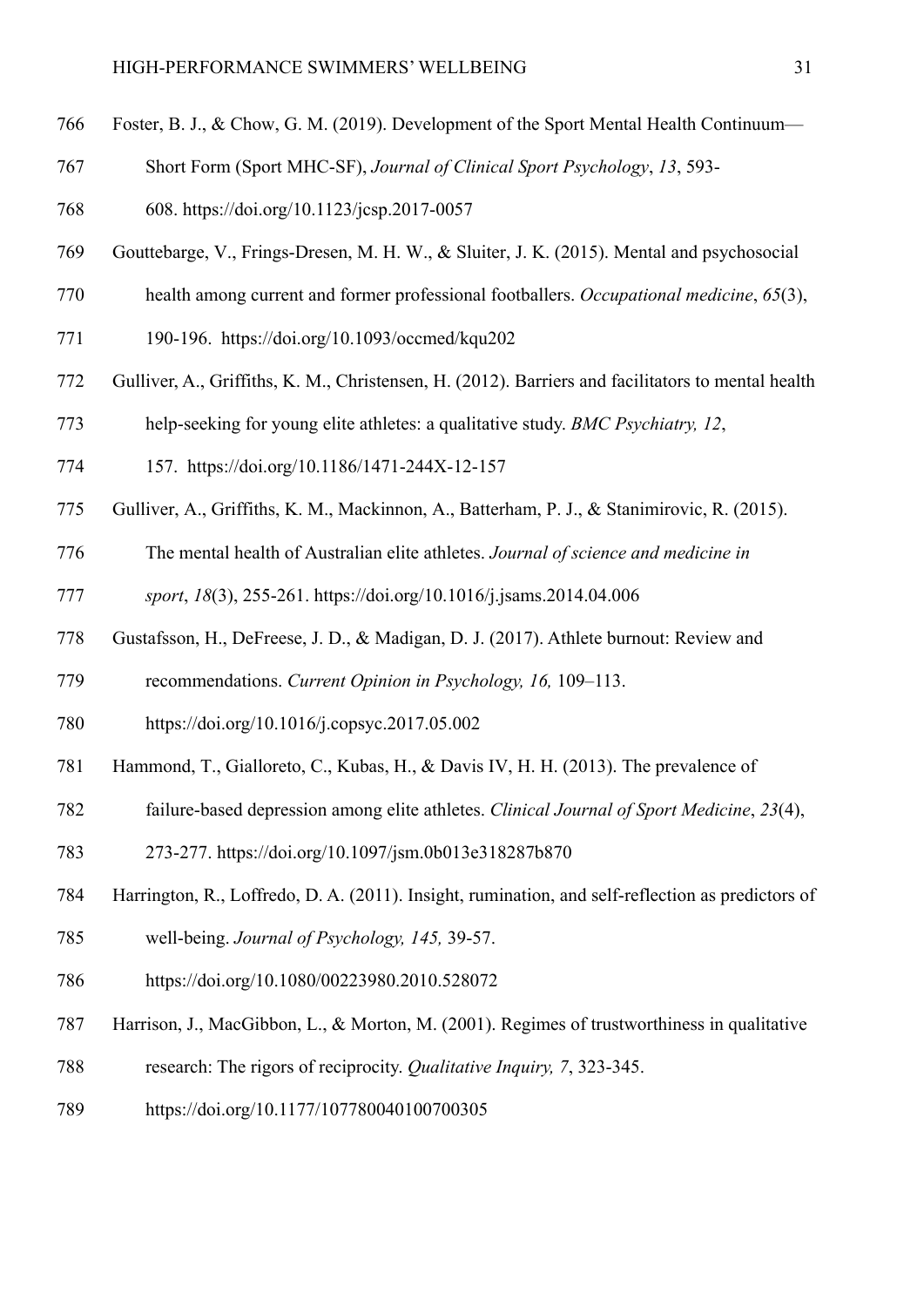Foster, B. J., & Chow, G. M. (2019). Development of the Sport Mental Health Continuum—Short Form (Sport MHC-SF), *Journal of Clinical Sport Psychology*, *13*, 593-608. https://doi.org/10.1123/jcsp.2017-0057

Gouttebarge, V., Frings-Dresen, M. H. W., & Sluiter, J. K. (2015). Mental and psychosocial health among current and former professional footballers. *Occupational medicine*, *65*(3), 190-196. https://doi.org/10.1093/occmed/kqu202

Gulliver, A., Griffiths, K. M., Christensen, H. (2012). Barriers and facilitators to mental health help-seeking for young elite athletes: a qualitative study. *BMC Psychiatry, 12*, 157. https://doi.org/10.1186/1471-244X-12-157

Gulliver, A., Griffiths, K. M., Mackinnon, A., Batterham, P. J., & Stanimirovic, R. (2015). The mental health of Australian elite athletes. *Journal of science and medicine in sport*, *18*(3), 255-261. https://doi.org/10.1016/j.jsams.2014.04.006

Gustafsson, H., DeFreese, J. D., & Madigan, D. J. (2017). Athlete burnout: Review and recommendations. *Current Opinion in Psychology, 16,* 109–113. https://doi.org/10.1016/j.copsyc.2017.05.002

Hammond, T., Gialloreto, C., Kubas, H., & Davis IV, H. H. (2013). The prevalence of failure-based depression among elite athletes. *Clinical Journal of Sport Medicine*, *23*(4), 273-277. https://doi.org/10.1097/jsm.0b013e318287b870

Harrington, R., Loffredo, D. A. (2011). Insight, rumination, and self-reflection as predictors of well-being. *Journal of Psychology, 145,* 39-57. https://doi.org/10.1080/00223980.2010.528072

Harrison, J., MacGibbon, L., & Morton, M. (2001). Regimes of trustworthiness in qualitative research: The rigors of reciprocity. *Qualitative Inquiry, 7*, 323-345. https://doi.org/10.1177/107780040100700305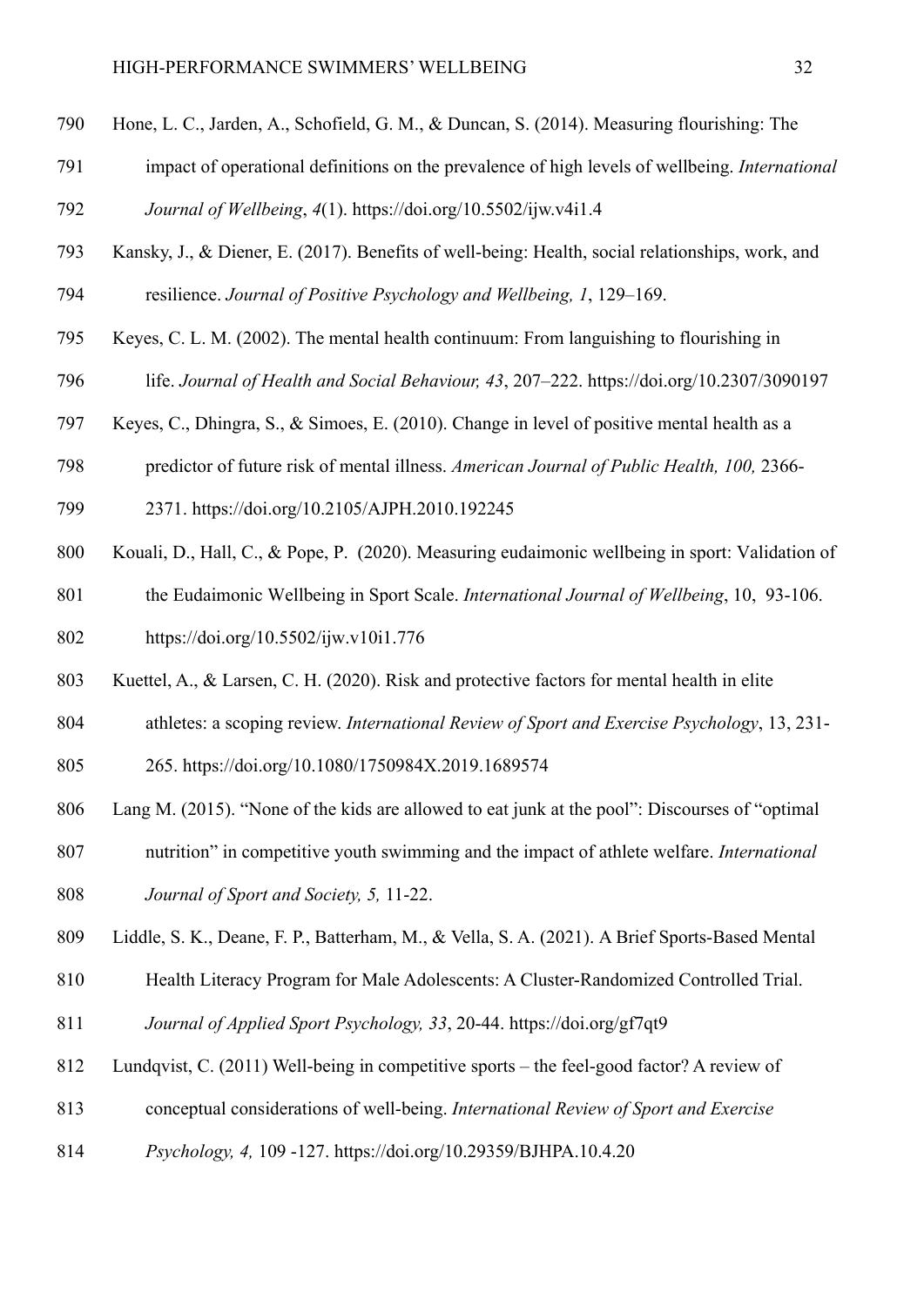Hone, L. C., Jarden, A., Schofield, G. M., & Duncan, S. (2014). Measuring flourishing: The impact of operational definitions on the prevalence of high levels of wellbeing. *International Journal of Wellbeing*, *4*(1). https://doi.org/10.5502/ijw.v4i1.4

Kansky, J., & Diener, E. (2017). Benefits of well-being: Health, social relationships, work, and resilience. *Journal of Positive Psychology and Wellbeing, 1*, 129–169.

Keyes, C. L. M. (2002). The mental health continuum: From languishing to flourishing in life. *Journal of Health and Social Behaviour, 43*, 207–222. https://doi.org/10.2307/3090197

Keyes, C., Dhingra, S., & Simoes, E. (2010). Change in level of positive mental health as a predictor of future risk of mental illness. *American Journal of Public Health, 100,* 2366-2371. https://doi.org/10.2105/AJPH.2010.192245

Kouali, D., Hall, C., & Pope, P. (2020). Measuring eudaimonic wellbeing in sport: Validation of the Eudaimonic Wellbeing in Sport Scale. *International Journal of Wellbeing*, 10, 93-106. https://doi.org/10.5502/ijw.v10i1.776

Kuettel, A., & Larsen, C. H. (2020). Risk and protective factors for mental health in elite athletes: a scoping review. *International Review of Sport and Exercise Psychology*, 13, 231-265. https://doi.org/10.1080/1750984X.2019.1689574

Lang M. (2015). "None of the kids are allowed to eat junk at the pool": Discourses of "optimal nutrition" in competitive youth swimming and the impact of athlete welfare. *International Journal of Sport and Society, 5,* 11-22.

Liddle, S. K., Deane, F. P., Batterham, M., & Vella, S. A. (2021). A Brief Sports-Based Mental Health Literacy Program for Male Adolescents: A Cluster-Randomized Controlled Trial. *Journal of Applied Sport Psychology, 33*, 20-44. https://doi.org/gf7qt9

Lundqvist, C. (2011) Well-being in competitive sports – the feel-good factor? A review of conceptual considerations of well-being. *International Review of Sport and Exercise Psychology, 4,* 109 -127. https://doi.org/10.29359/BJHPA.10.4.20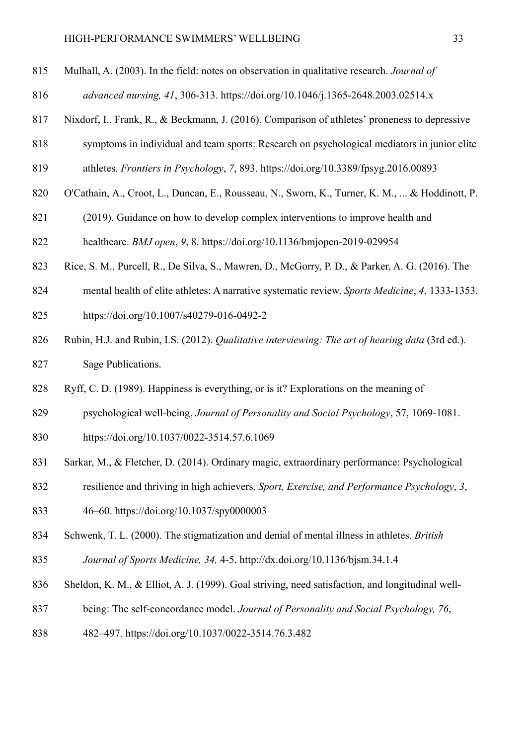Mulhall, A. (2003). In the field: notes on observation in qualitative research. *Journal of advanced nursing, 41*, 306-313. https://doi.org/10.1046/j.1365-2648.2003.02514.x

Nixdorf, I., Frank, R., & Beckmann, J. (2016). Comparison of athletes' proneness to depressive symptoms in individual and team sports: Research on psychological mediators in junior elite athletes. *Frontiers in Psychology*, *7*, 893. https://doi.org/10.3389/fpsyg.2016.00893

O'Cathain, A., Croot, L., Duncan, E., Rousseau, N., Sworn, K., Turner, K. M., ... & Hoddinott, P. (2019). Guidance on how to develop complex interventions to improve health and healthcare. *BMJ open*, *9*, 8. https://doi.org/10.1136/bmjopen-2019-029954

Rice, S. M., Purcell, R., De Silva, S., Mawren, D., McGorry, P. D., & Parker, A. G. (2016). The mental health of elite athletes: A narrative systematic review. *Sports Medicine*, *4*, 1333-1353. https://doi.org/10.1007/s40279-016-0492-2

Rubin, H.J. and Rubin, I.S. (2012). *Qualitative interviewing: The art of hearing data* (3rd ed.). Sage Publications.

Ryff, C. D. (1989). Happiness is everything, or is it? Explorations on the meaning of psychological well-being. *Journal of Personality and Social Psychology*, 57, 1069-1081. https://doi.org/10.1037/0022-3514.57.6.1069

Sarkar, M., & Fletcher, D. (2014). Ordinary magic, extraordinary performance: Psychological resilience and thriving in high achievers. *Sport, Exercise, and Performance Psychology*, *3*, 46–60. https://doi.org/10.1037/spy0000003

Schwenk, T. L. (2000). The stigmatization and denial of mental illness in athletes. *British Journal of Sports Medicine, 34,* 4-5. http://dx.doi.org/10.1136/bjsm.34.1.4

Sheldon, K. M., & Elliot, A. J. (1999). Goal striving, need satisfaction, and longitudinal well-being: The self-concordance model. *Journal of Personality and Social Psychology, 76*, 482–497. https://doi.org/10.1037/0022-3514.76.3.482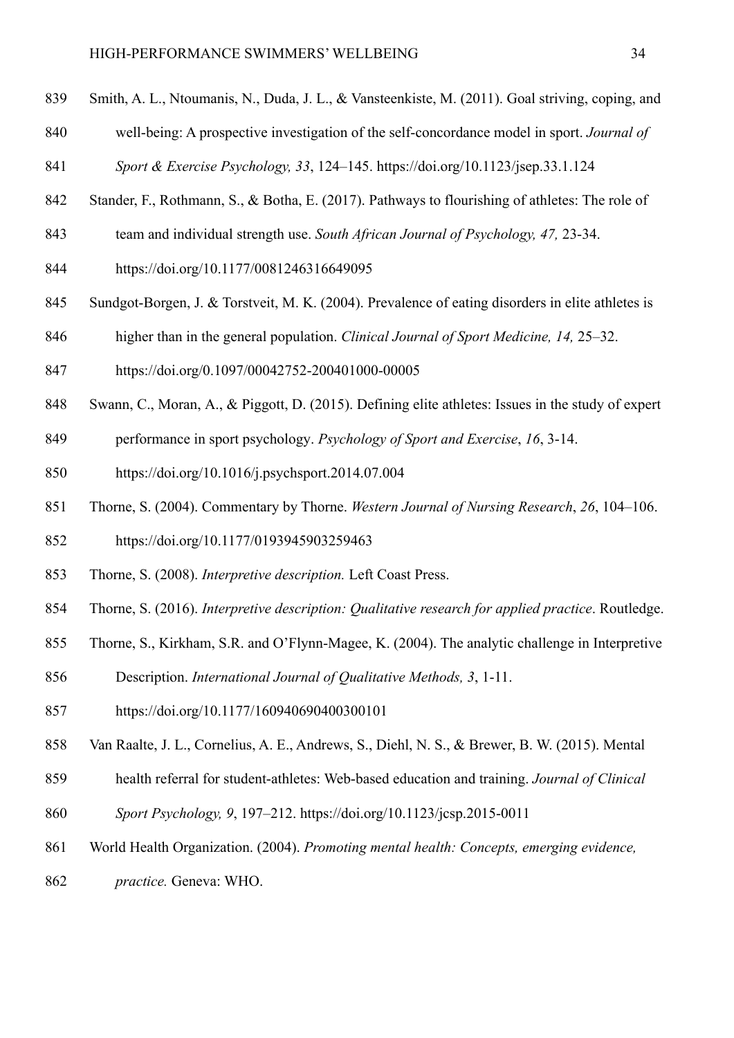Smith, A. L., Ntoumanis, N., Duda, J. L., & Vansteenkiste, M. (2011). Goal striving, coping, and well-being: A prospective investigation of the self-concordance model in sport. *Journal of Sport & Exercise Psychology, 33*, 124–145. https://doi.org/10.1123/jsep.33.1.124

Stander, F., Rothmann, S., & Botha, E. (2017). Pathways to flourishing of athletes: The role of team and individual strength use. *South African Journal of Psychology, 47,* 23-34. https://doi.org/10.1177/0081246316649095

Sundgot-Borgen, J. & Torstveit, M. K. (2004). Prevalence of eating disorders in elite athletes is higher than in the general population. *Clinical Journal of Sport Medicine, 14,* 25–32. https://doi.org/0.1097/00042752-200401000-00005

Swann, C., Moran, A., & Piggott, D. (2015). Defining elite athletes: Issues in the study of expert performance in sport psychology. *Psychology of Sport and Exercise*, *16*, 3-14. https://doi.org/10.1016/j.psychsport.2014.07.004

Thorne, S. (2004). Commentary by Thorne. *Western Journal of Nursing Research*, *26*, 104–106. https://doi.org/10.1177/0193945903259463

Thorne, S. (2008). *Interpretive description.* Left Coast Press.

Thorne, S. (2016). *Interpretive description: Qualitative research for applied practice*. Routledge.

Thorne, S., Kirkham, S.R. and O'Flynn-Magee, K. (2004). The analytic challenge in Interpretive Description. *International Journal of Qualitative Methods, 3*, 1-11. https://doi.org/10.1177/160940690400300101

Van Raalte, J. L., Cornelius, A. E., Andrews, S., Diehl, N. S., & Brewer, B. W. (2015). Mental health referral for student-athletes: Web-based education and training. *Journal of Clinical Sport Psychology, 9*, 197–212. https://doi.org/10.1123/jcsp.2015-0011

World Health Organization. (2004). *Promoting mental health: Concepts, emerging evidence, practice.* Geneva: WHO.